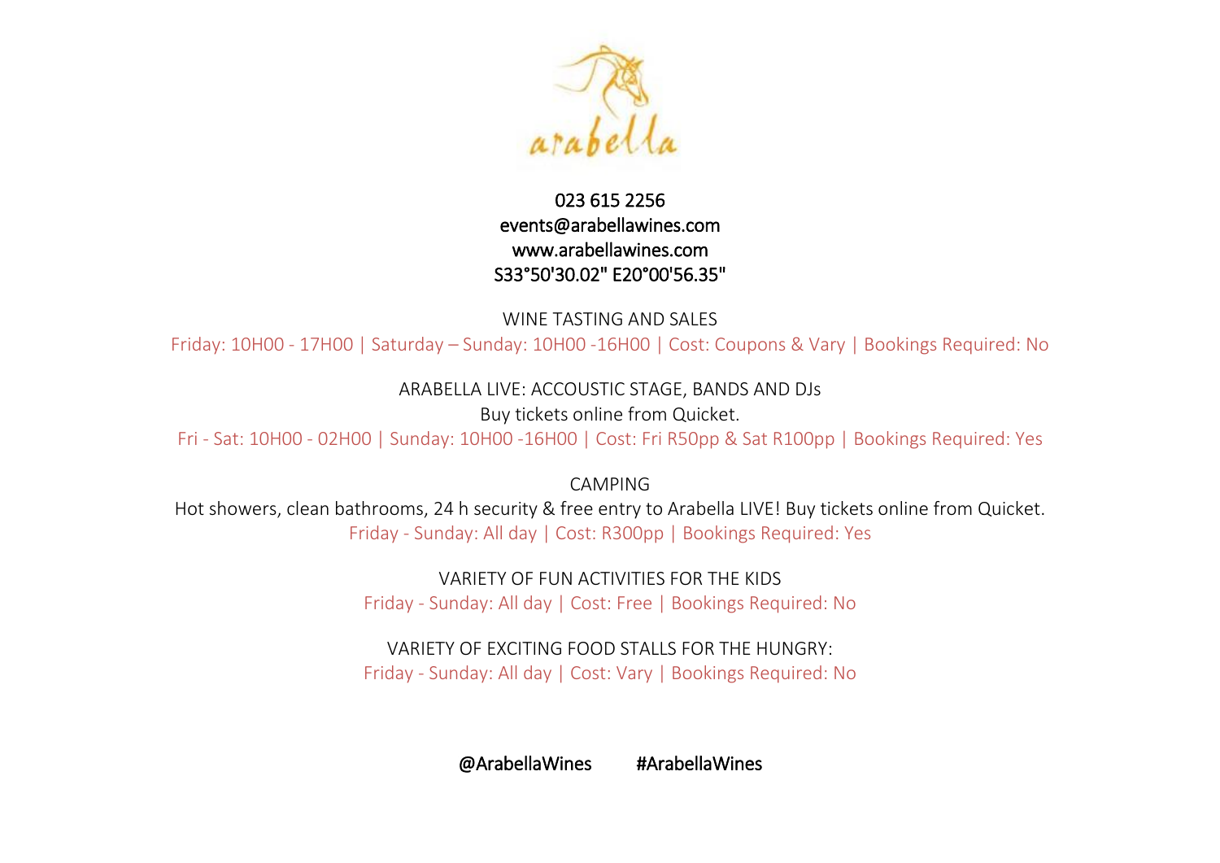arabella

023 615 2256
events@arabellawines.com
www.arabellawines.com
S33°50'30.02" E20°00'56.35"

WINE TASTING AND SALES

Friday: 10H00 - 17H00 | Saturday – Sunday: 10H00 -16H00 | Cost: Coupons & Vary | Bookings Required: No

ARABELLA LIVE: ACCOUSTIC STAGE, BANDS AND DJs

Buy tickets online from Quicket.

Fri - Sat: 10H00 - 02H00 | Sunday: 10H00 -16H00 | Cost: Fri R50pp & Sat R100pp | Bookings Required: Yes

CAMPING

Hot showers, clean bathrooms, 24 h security & free entry to Arabella LIVE! Buy tickets online from Quicket.

Friday - Sunday: All day | Cost: R300pp | Bookings Required: Yes

VARIETY OF FUN ACTIVITIES FOR THE KIDS

Friday - Sunday: All day | Cost: Free | Bookings Required: No

VARIETY OF EXCITING FOOD STALLS FOR THE HUNGRY:

Friday - Sunday: All day | Cost: Vary | Bookings Required: No

@ArabellaWines #ArabellaWines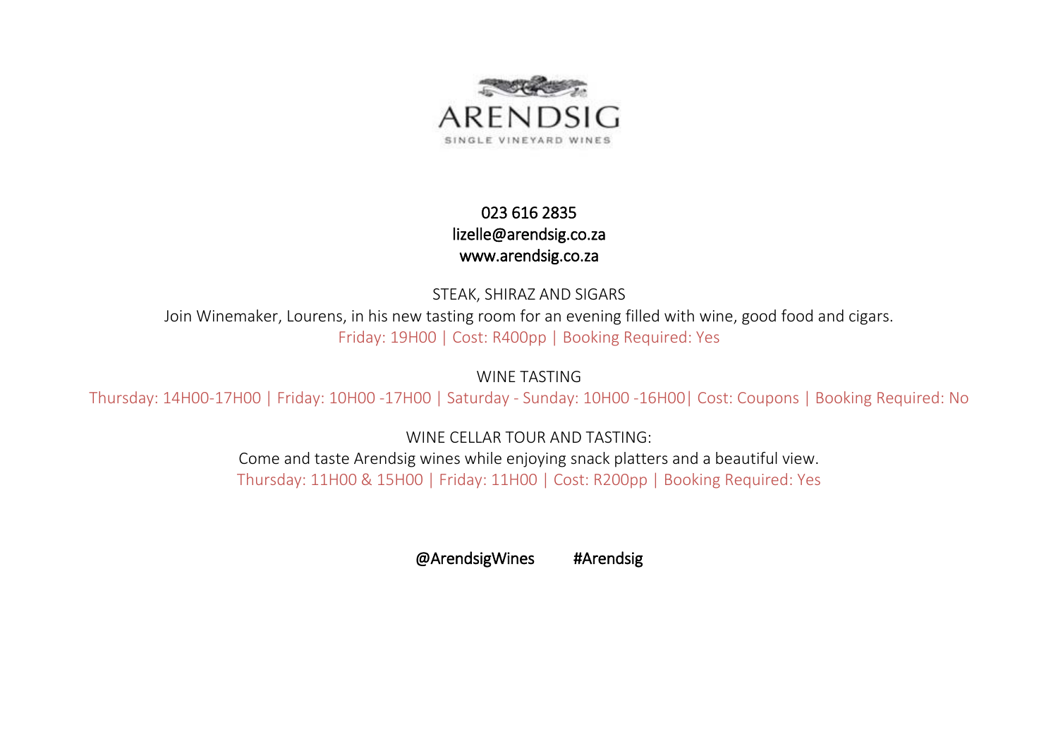# ARENDSIG

SINGLE VINEYARD WINES

023 616 2835
lizelle@arendsig.co.za
www.arendsig.co.za

## STEAK, SHIRAZ AND SIGARS

Join Winemaker, Lourens, in his new tasting room for an evening filled with wine, good food and cigars.

Friday: 19H00 | Cost: R400pp | Booking Required: Yes

## WINE TASTING

Thursday: 14H00-17H00 | Friday: 10H00 -17H00 | Saturday - Sunday: 10H00 -16H00| Cost: Coupons | Booking Required: No

## WINE CELLAR TOUR AND TASTING:

Come and taste Arendsig wines while enjoying snack platters and a beautiful view.

Thursday: 11H00 & 15H00 | Friday: 11H00 | Cost: R200pp | Booking Required: Yes

@ArendsigWines #Arendsig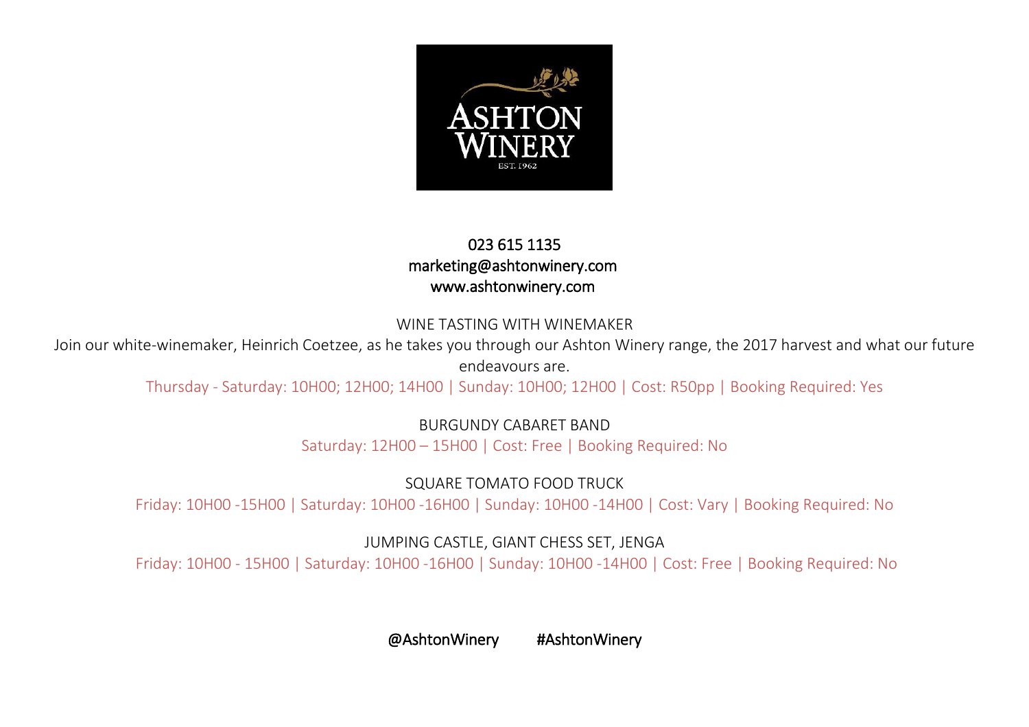ASHTON WINERY
EST. 1962

023 615 1135
marketing@ashtonwinery.com
www.ashtonwinery.com

WINE TASTING WITH WINEMAKER

Join our white-winemaker, Heinrich Coetzee, as he takes you through our Ashton Winery range, the 2017 harvest and what our future endeavours are.

Thursday - Saturday: 10H00; 12H00; 14H00 | Sunday: 10H00; 12H00 | Cost: R50pp | Booking Required: Yes

BURGUNDY CABARET BAND

Saturday: 12H00 – 15H00 | Cost: Free | Booking Required: No

SQUARE TOMATO FOOD TRUCK

Friday: 10H00 -15H00 | Saturday: 10H00 -16H00 | Sunday: 10H00 -14H00 | Cost: Vary | Booking Required: No

JUMPING CASTLE, GIANT CHESS SET, JENGA

Friday: 10H00 - 15H00 | Saturday: 10H00 -16H00 | Sunday: 10H00 -14H00 | Cost: Free | Booking Required: No

@AshtonWinery #AshtonWinery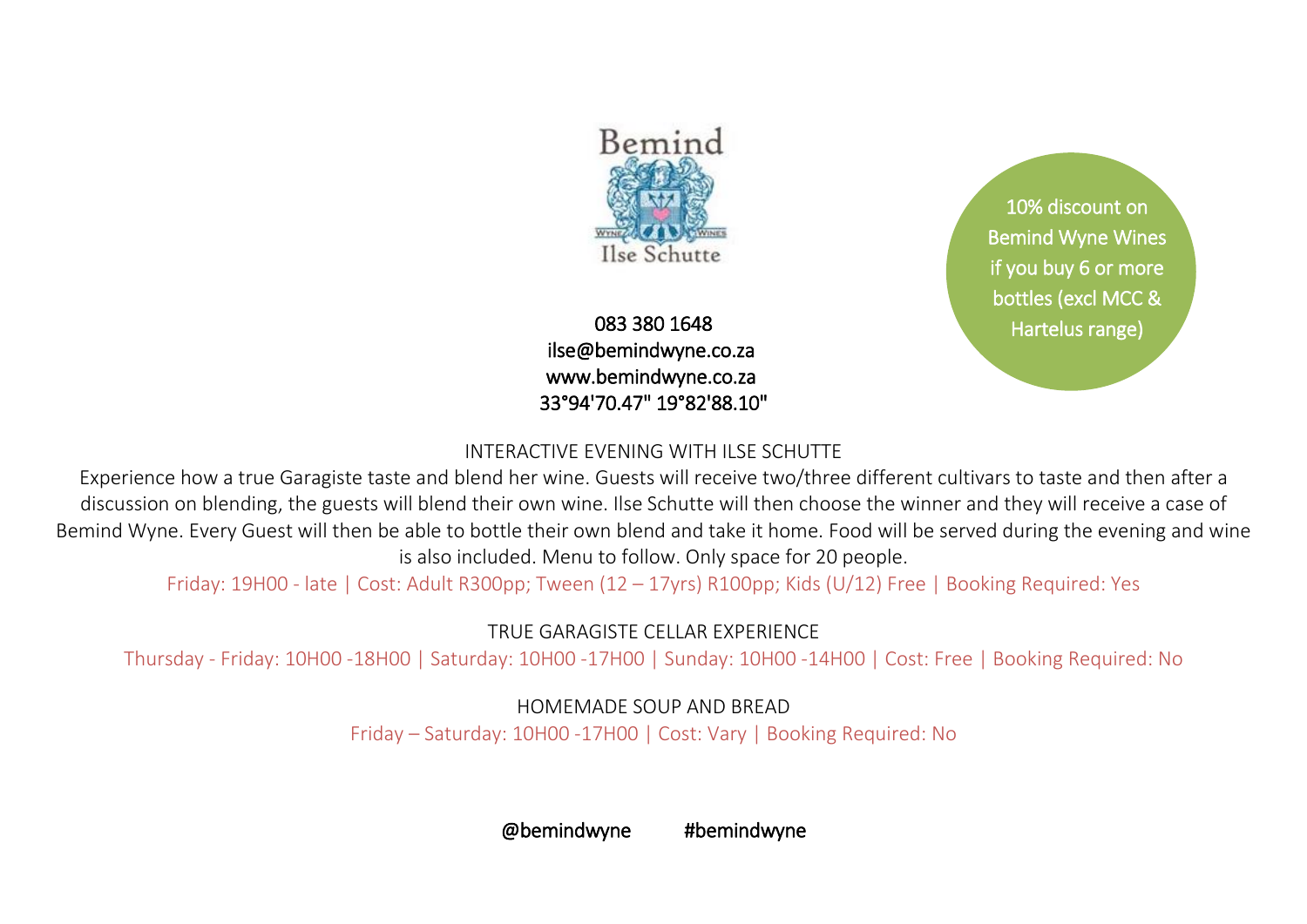Bemind

Wyne Wines

Ilse Schutte

10% discount on Bemind Wyne Wines if you buy 6 or more bottles (excl MCC & Hartelus range)

083 380 1648
ilse@bemindwyne.co.za
www.bemindwyne.co.za
33°94'70.47" 19°82'88.10"

## INTERACTIVE EVENING WITH ILSE SCHUTTE

Experience how a true Garagiste taste and blend her wine. Guests will receive two/three different cultivars to taste and then after a discussion on blending, the guests will blend their own wine. Ilse Schutte will then choose the winner and they will receive a case of Bemind Wyne. Every Guest will then be able to bottle their own blend and take it home. Food will be served during the evening and wine is also included. Menu to follow. Only space for 20 people.

Friday: 19H00 - late | Cost: Adult R300pp; Tween (12 – 17yrs) R100pp; Kids (U/12) Free | Booking Required: Yes

## TRUE GARAGISTE CELLAR EXPERIENCE

Thursday - Friday: 10H00 -18H00 | Saturday: 10H00 -17H00 | Sunday: 10H00 -14H00 | Cost: Free | Booking Required: No

## HOMEMADE SOUP AND BREAD

Friday – Saturday: 10H00 -17H00 | Cost: Vary | Booking Required: No

@bemindwyne #bemindwyne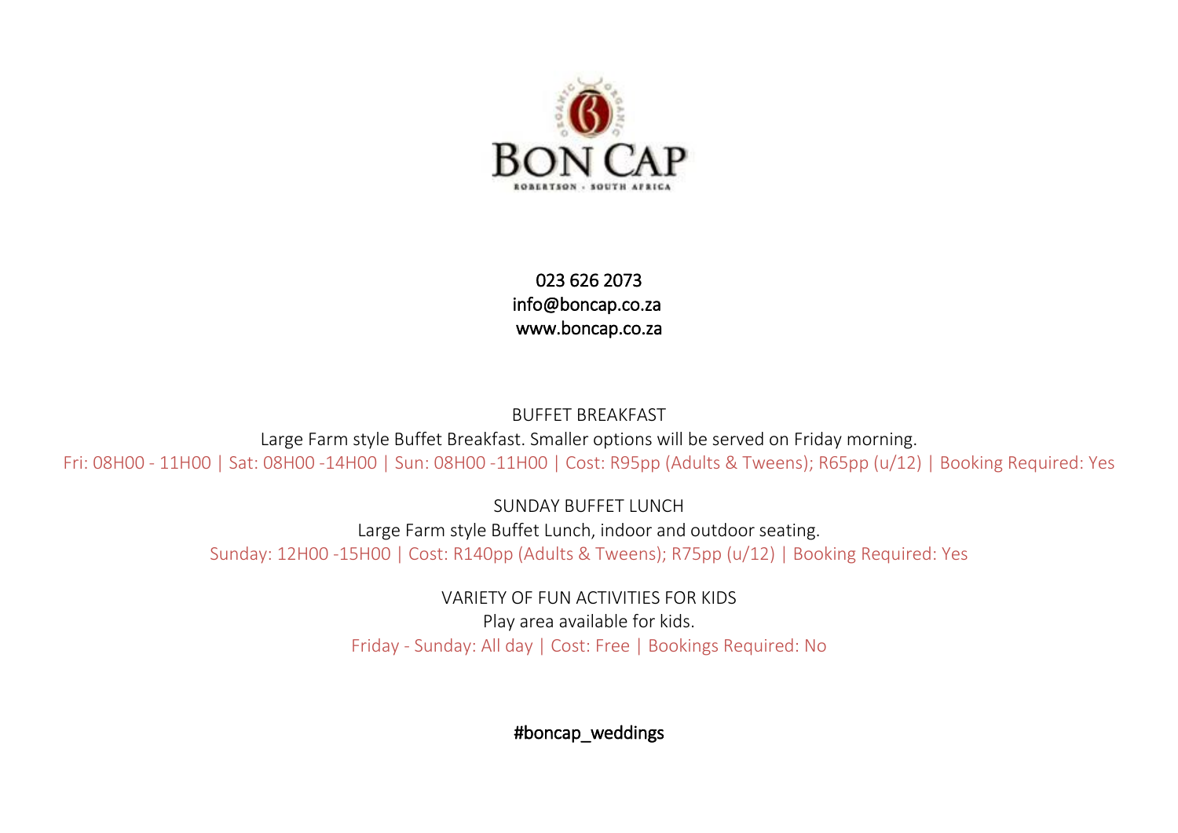023 626 2073
info@boncap.co.za
www.boncap.co.za

BUFFET BREAKFAST

Large Farm style Buffet Breakfast. Smaller options will be served on Friday morning.

Fri: 08H00 - 11H00 | Sat: 08H00 -14H00 | Sun: 08H00 -11H00 | Cost: R95pp (Adults & Tweens); R65pp (u/12) | Booking Required: Yes

SUNDAY BUFFET LUNCH

Large Farm style Buffet Lunch, indoor and outdoor seating.

Sunday: 12H00 -15H00 | Cost: R140pp (Adults & Tweens); R75pp (u/12) | Booking Required: Yes

VARIETY OF FUN ACTIVITIES FOR KIDS

Play area available for kids.

Friday - Sunday: All day | Cost: Free | Bookings Required: No

#boncap_weddings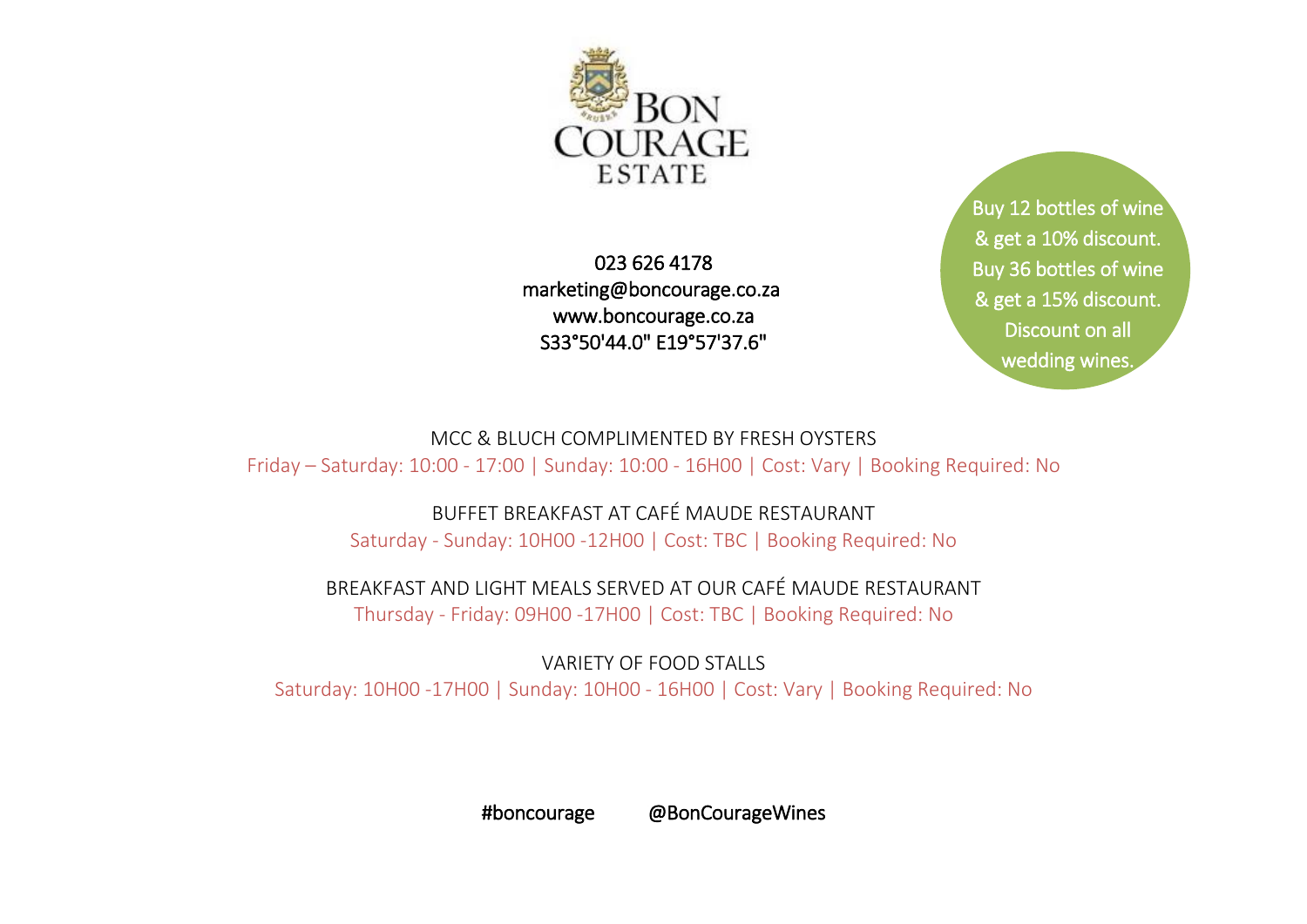# BON COURAGE ESTATE

023 626 4178
marketing@boncourage.co.za
www.boncourage.co.za
S33°50'44.0" E19°57'37.6"

Buy 12 bottles of wine & get a 10% discount. Buy 36 bottles of wine & get a 15% discount. Discount on all wedding wines.

MCC & BLUCH COMPLIMENTED BY FRESH OYSTERS
Friday – Saturday: 10:00 - 17:00 | Sunday: 10:00 - 16H00 | Cost: Vary | Booking Required: No

BUFFET BREAKFAST AT CAFÉ MAUDE RESTAURANT
Saturday - Sunday: 10H00 -12H00 | Cost: TBC | Booking Required: No

BREAKFAST AND LIGHT MEALS SERVED AT OUR CAFÉ MAUDE RESTAURANT
Thursday - Friday: 09H00 -17H00 | Cost: TBC | Booking Required: No

VARIETY OF FOOD STALLS
Saturday: 10H00 -17H00 | Sunday: 10H00 - 16H00 | Cost: Vary | Booking Required: No

#boncourage @BonCourageWines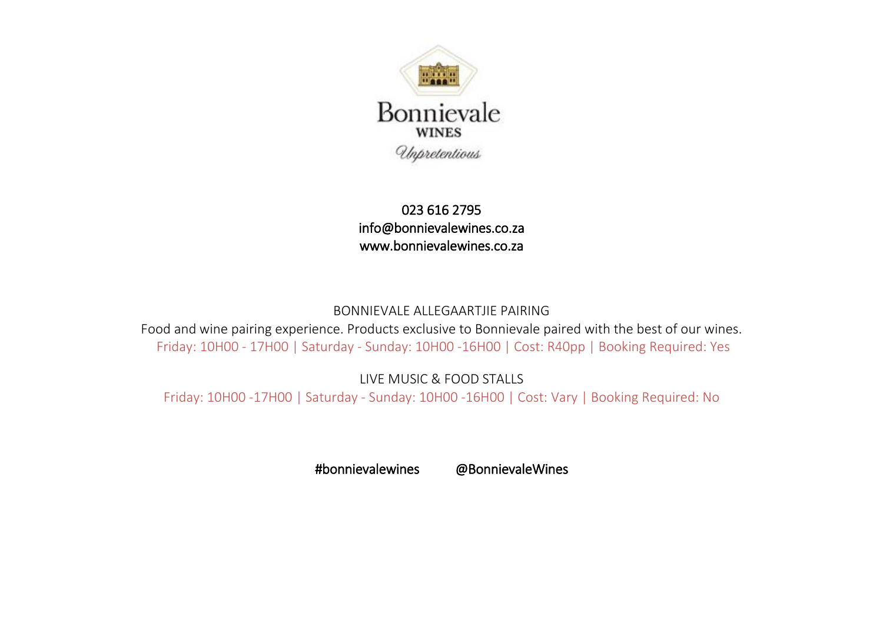Bonnievale

WINES

*Unpretentious*

023 616 2795
info@bonnievalewines.co.za
www.bonnievalewines.co.za

BONNIEVALE ALLEGAARTJIE PAIRING

Food and wine pairing experience. Products exclusive to Bonnievale paired with the best of our wines.

Friday: 10H00 - 17H00 | Saturday - Sunday: 10H00 -16H00 | Cost: R40pp | Booking Required: Yes

LIVE MUSIC & FOOD STALLS

Friday: 10H00 -17H00 | Saturday - Sunday: 10H00 -16H00 | Cost: Vary | Booking Required: No

#bonnievalewines @BonnievaleWines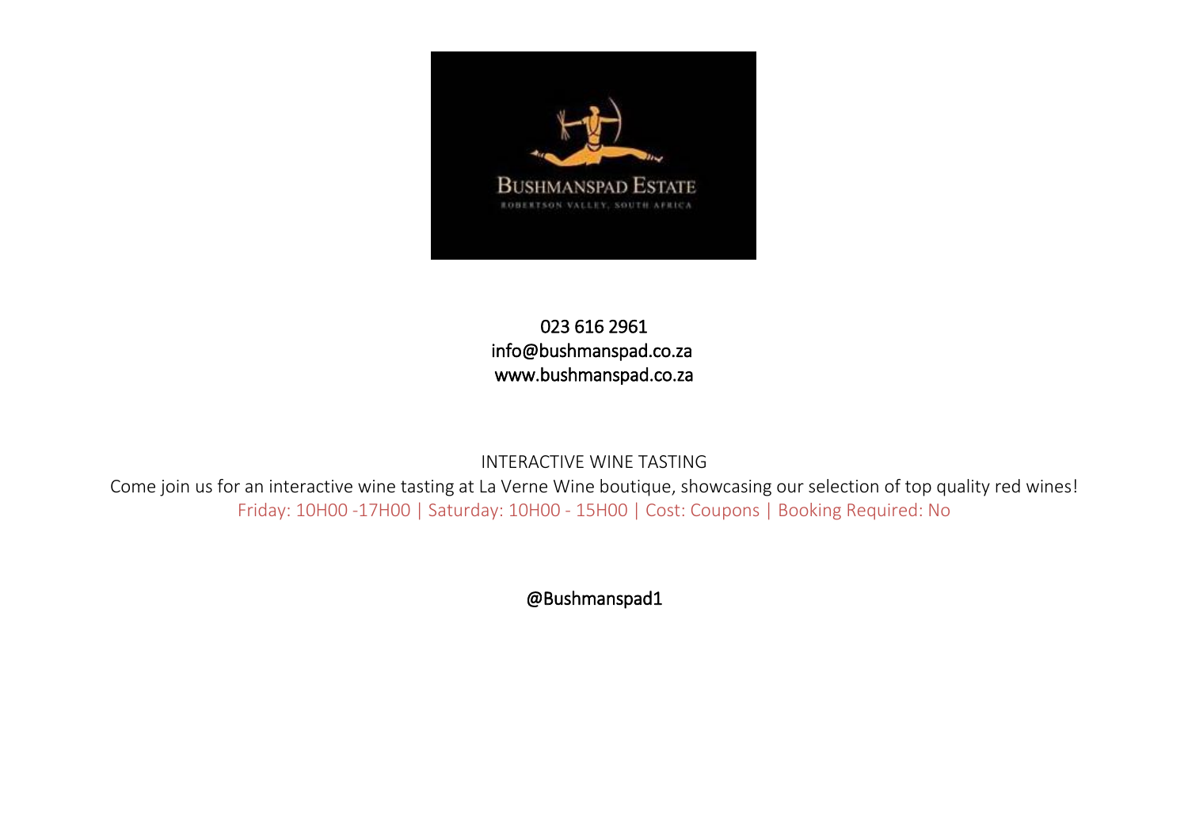023 616 2961
info@bushmanspad.co.za
www.bushmanspad.co.za

INTERACTIVE WINE TASTING

Come join us for an interactive wine tasting at La Verne Wine boutique, showcasing our selection of top quality red wines!

Friday: 10H00 -17H00 | Saturday: 10H00 - 15H00 | Cost: Coupons | Booking Required: No

@Bushmanspad1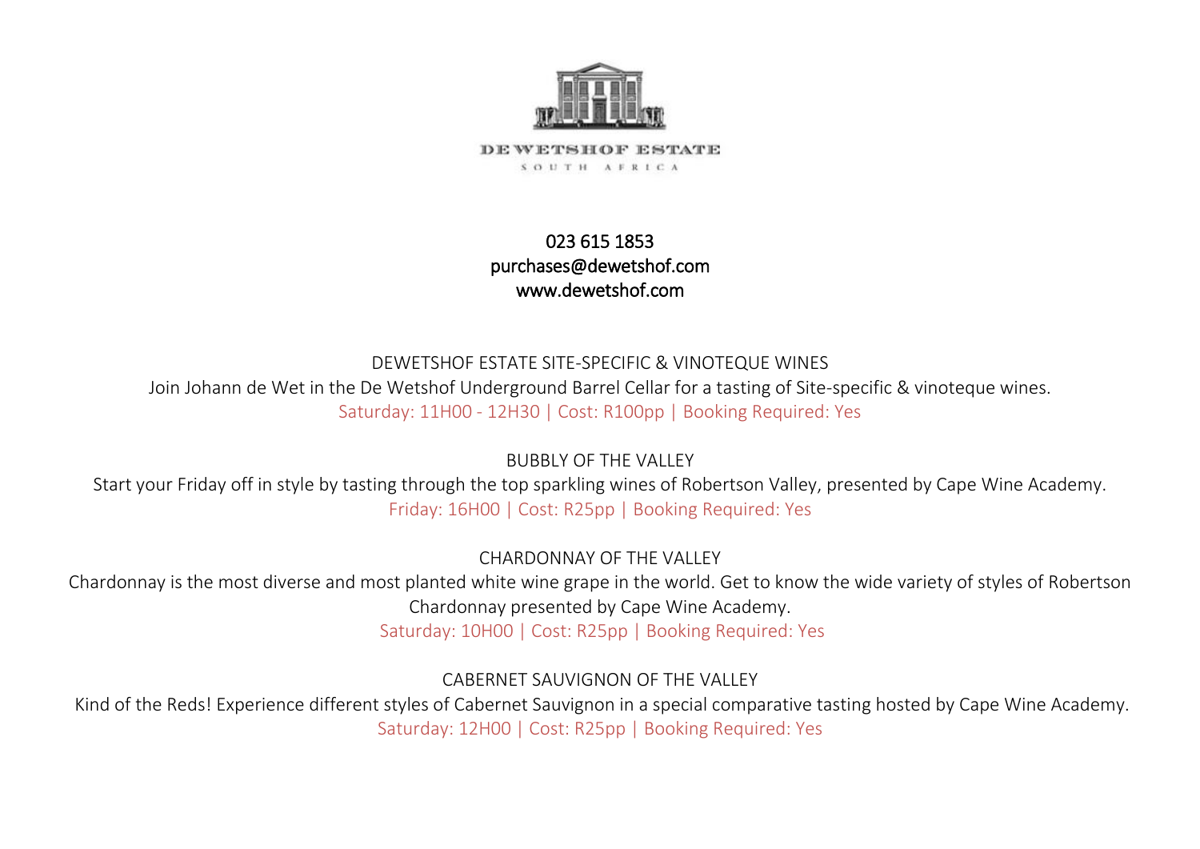DE WETSHOF ESTATE

SOUTH AFRICA

023 615 1853
purchases@dewetshof.com
www.dewetshof.com

## DEWETSHOF ESTATE SITE-SPECIFIC & VINOTEQUE WINES

Join Johann de Wet in the De Wetshof Underground Barrel Cellar for a tasting of Site-specific & vinoteque wines.

Saturday: 11H00 - 12H30 | Cost: R100pp | Booking Required: Yes

## BUBBLY OF THE VALLEY

Start your Friday off in style by tasting through the top sparkling wines of Robertson Valley, presented by Cape Wine Academy.

Friday: 16H00 | Cost: R25pp | Booking Required: Yes

## CHARDONNAY OF THE VALLEY

Chardonnay is the most diverse and most planted white wine grape in the world. Get to know the wide variety of styles of Robertson Chardonnay presented by Cape Wine Academy.

Saturday: 10H00 | Cost: R25pp | Booking Required: Yes

## CABERNET SAUVIGNON OF THE VALLEY

Kind of the Reds! Experience different styles of Cabernet Sauvignon in a special comparative tasting hosted by Cape Wine Academy.

Saturday: 12H00 | Cost: R25pp | Booking Required: Yes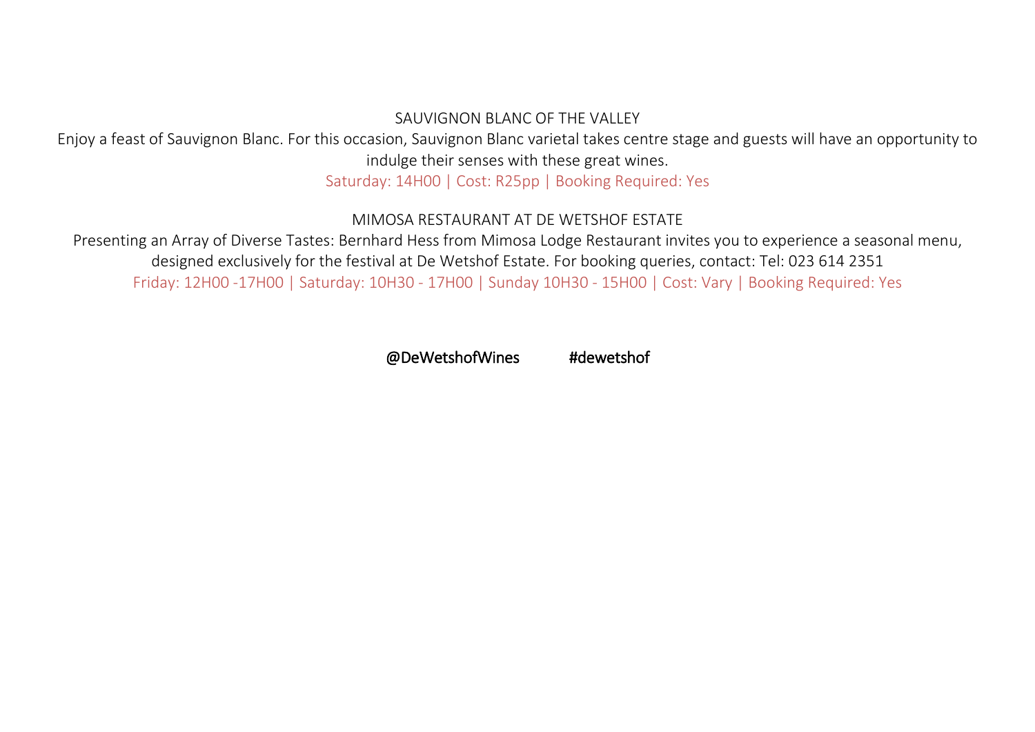### SAUVIGNON BLANC OF THE VALLEY

Enjoy a feast of Sauvignon Blanc. For this occasion, Sauvignon Blanc varietal takes centre stage and guests will have an opportunity to indulge their senses with these great wines.

Saturday: 14H00 | Cost: R25pp | Booking Required: Yes

### MIMOSA RESTAURANT AT DE WETSHOF ESTATE

Presenting an Array of Diverse Tastes: Bernhard Hess from Mimosa Lodge Restaurant invites you to experience a seasonal menu, designed exclusively for the festival at De Wetshof Estate. For booking queries, contact: Tel: 023 614 2351

Friday: 12H00 -17H00 | Saturday: 10H30 - 17H00 | Sunday 10H30 - 15H00 | Cost: Vary | Booking Required: Yes

@DeWetshofWines #dewetshof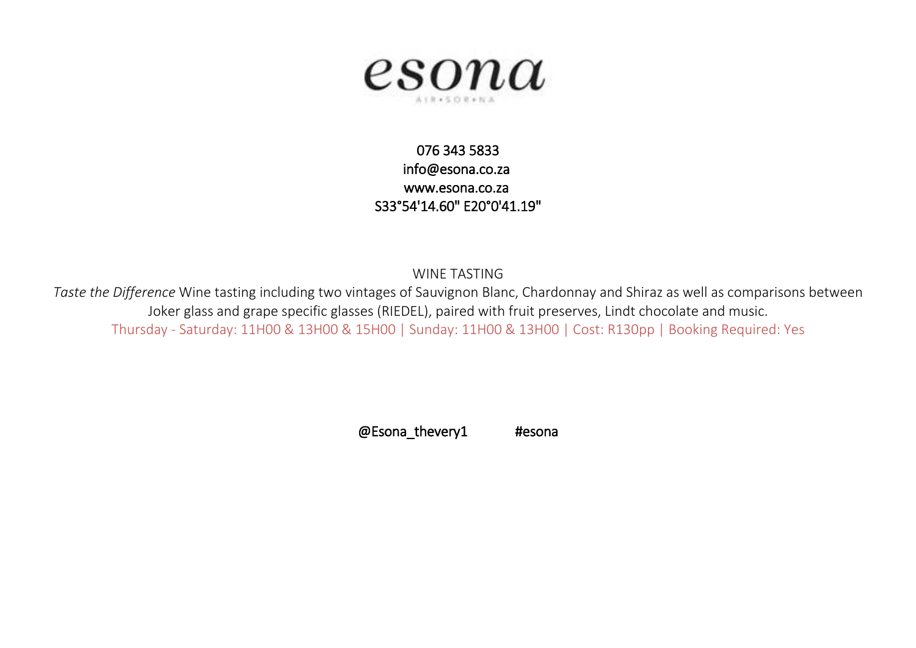# esona

AIR•SOR•NA

076 343 5833
info@esona.co.za
www.esona.co.za
S33°54'14.60" E20°0'41.19"

## WINE TASTING

*Taste the Difference* Wine tasting including two vintages of Sauvignon Blanc, Chardonnay and Shiraz as well as comparisons between Joker glass and grape specific glasses (RIEDEL), paired with fruit preserves, Lindt chocolate and music.

Thursday - Saturday: 11H00 & 13H00 & 15H00 | Sunday: 11H00 & 13H00 | Cost: R130pp | Booking Required: Yes

@Esona_thevery1 #esona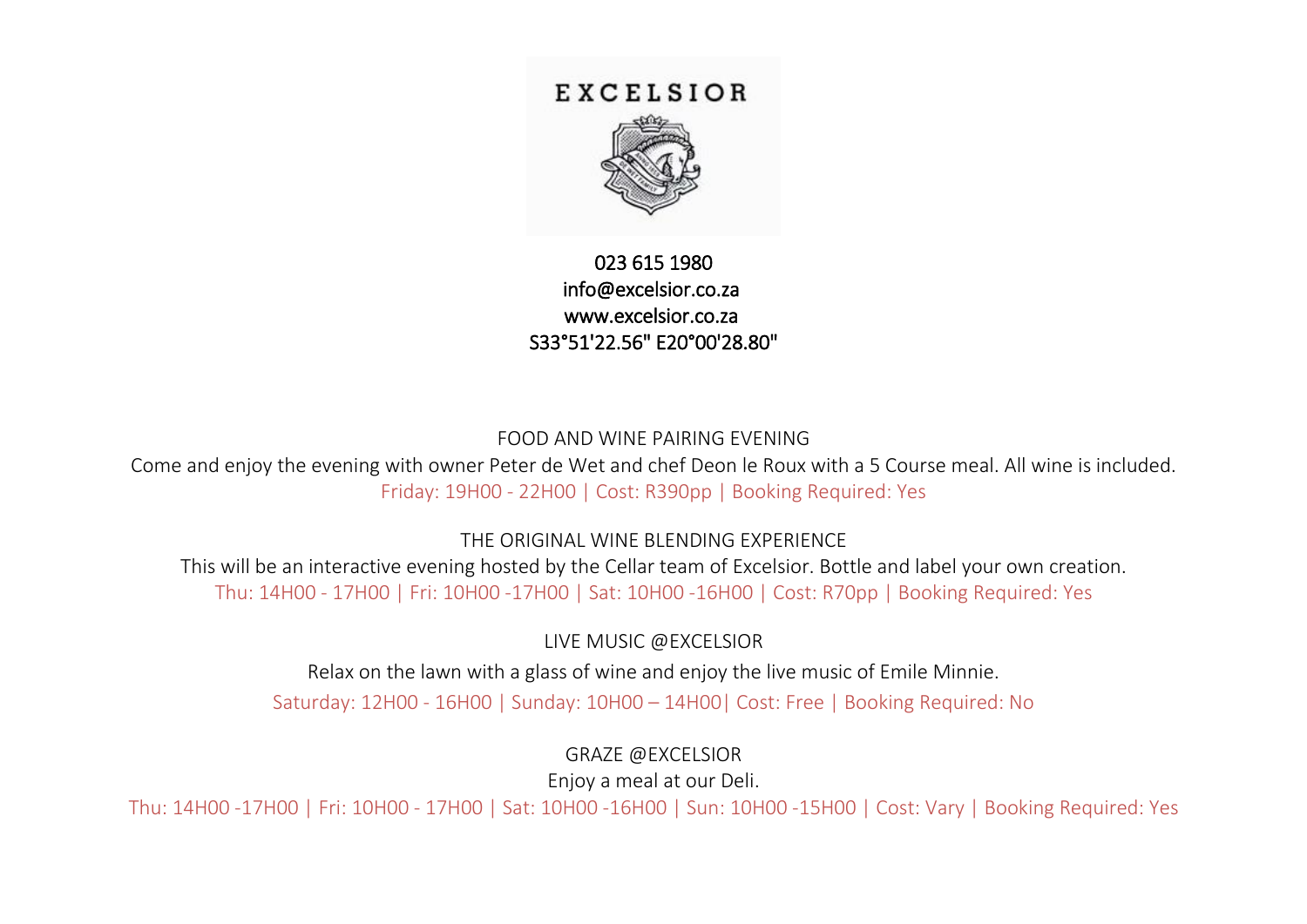# EXCELSIOR

023 615 1980
info@excelsior.co.za
www.excelsior.co.za
S33°51'22.56" E20°00'28.80"

## FOOD AND WINE PAIRING EVENING

Come and enjoy the evening with owner Peter de Wet and chef Deon le Roux with a 5 Course meal. All wine is included.

Friday: 19H00 - 22H00 | Cost: R390pp | Booking Required: Yes

## THE ORIGINAL WINE BLENDING EXPERIENCE

This will be an interactive evening hosted by the Cellar team of Excelsior. Bottle and label your own creation.

Thu: 14H00 - 17H00 | Fri: 10H00 -17H00 | Sat: 10H00 -16H00 | Cost: R70pp | Booking Required: Yes

## LIVE MUSIC @EXCELSIOR

Relax on the lawn with a glass of wine and enjoy the live music of Emile Minnie.

Saturday: 12H00 - 16H00 | Sunday: 10H00 – 14H00| Cost: Free | Booking Required: No

## GRAZE @EXCELSIOR

Enjoy a meal at our Deli.

Thu: 14H00 -17H00 | Fri: 10H00 - 17H00 | Sat: 10H00 -16H00 | Sun: 10H00 -15H00 | Cost: Vary | Booking Required: Yes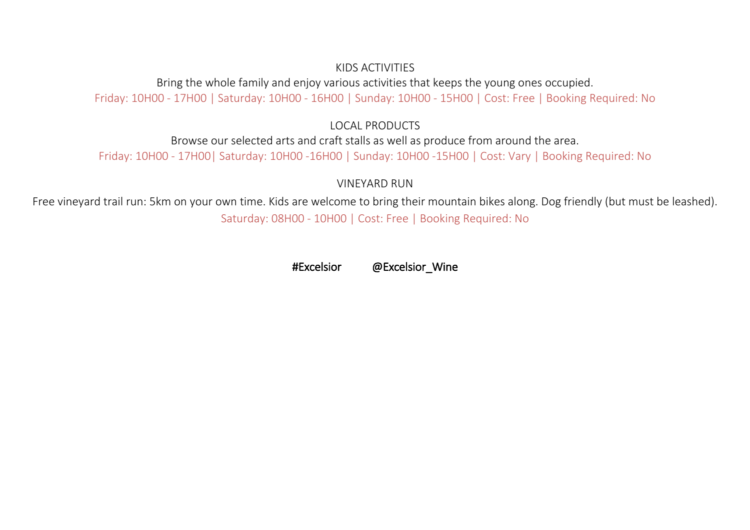## KIDS ACTIVITIES

Bring the whole family and enjoy various activities that keeps the young ones occupied.

Friday: 10H00 - 17H00 | Saturday: 10H00 - 16H00 | Sunday: 10H00 - 15H00 | Cost: Free | Booking Required: No

## LOCAL PRODUCTS

Browse our selected arts and craft stalls as well as produce from around the area.

Friday: 10H00 - 17H00| Saturday: 10H00 -16H00 | Sunday: 10H00 -15H00 | Cost: Vary | Booking Required: No

## VINEYARD RUN

Free vineyard trail run: 5km on your own time. Kids are welcome to bring their mountain bikes along. Dog friendly (but must be leashed).

Saturday: 08H00 - 10H00 | Cost: Free | Booking Required: No

#Excelsior @Excelsior_Wine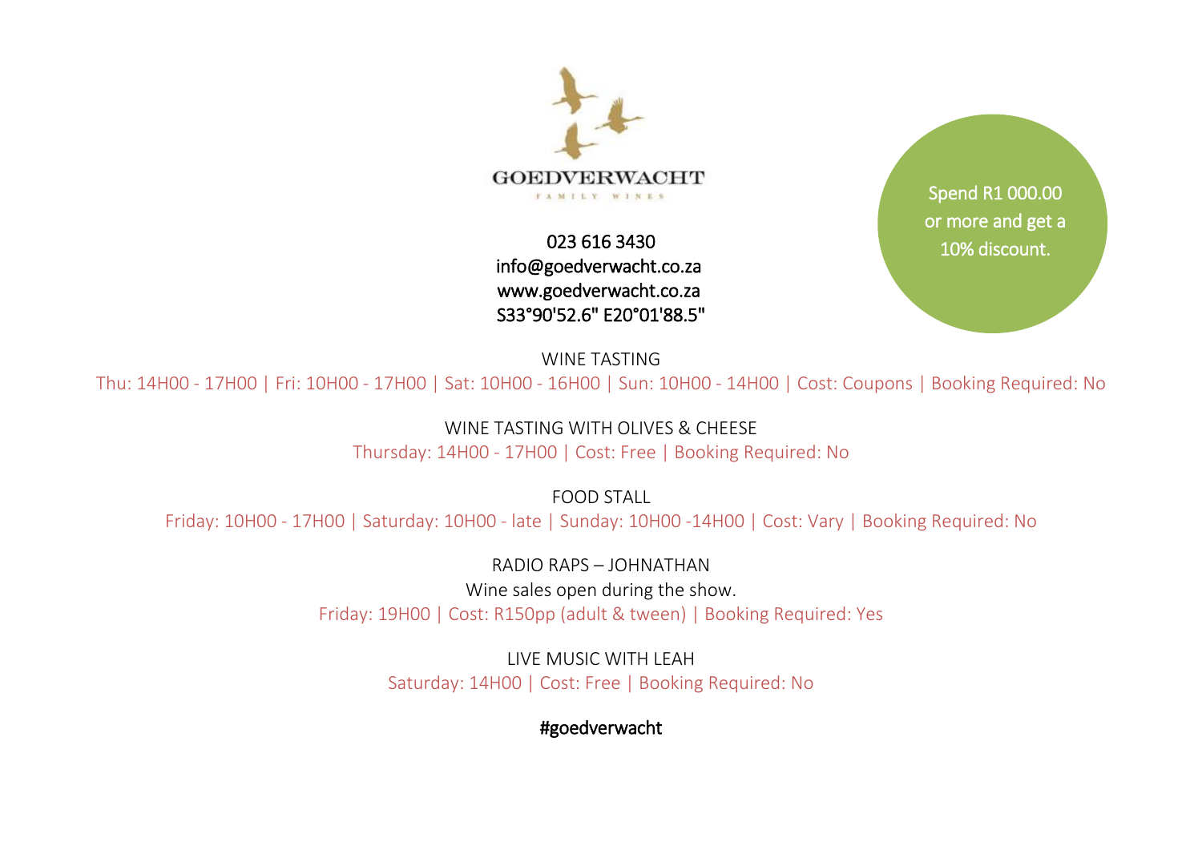GOEDVERWACHT

FAMILY WINES

023 616 3430
info@goedverwacht.co.za
www.goedverwacht.co.za
S33°90'52.6" E20°01'88.5"

Spend R1 000.00 or more and get a 10% discount.

WINE TASTING

Thu: 14H00 - 17H00 | Fri: 10H00 - 17H00 | Sat: 10H00 - 16H00 | Sun: 10H00 - 14H00 | Cost: Coupons | Booking Required: No

WINE TASTING WITH OLIVES & CHEESE

Thursday: 14H00 - 17H00 | Cost: Free | Booking Required: No

FOOD STALL

Friday: 10H00 - 17H00 | Saturday: 10H00 - late | Sunday: 10H00 -14H00 | Cost: Vary | Booking Required: No

RADIO RAPS – JOHNATHAN

Wine sales open during the show.

Friday: 19H00 | Cost: R150pp (adult & tween) | Booking Required: Yes

LIVE MUSIC WITH LEAH

Saturday: 14H00 | Cost: Free | Booking Required: No

#goedverwacht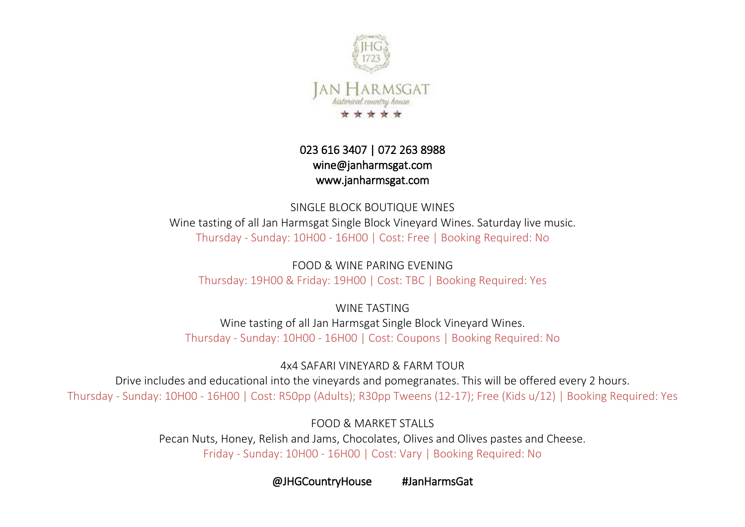JHG 1723

# JAN HARMSGAT

*historical country house*

★ ★ ★ ★ ★

023 616 3407 | 072 263 8988
wine@janharmsgat.com
www.janharmsgat.com

## SINGLE BLOCK BOUTIQUE WINES

Wine tasting of all Jan Harmsgat Single Block Vineyard Wines. Saturday live music.

Thursday - Sunday: 10H00 - 16H00 | Cost: Free | Booking Required: No

## FOOD & WINE PARING EVENING

Thursday: 19H00 & Friday: 19H00 | Cost: TBC | Booking Required: Yes

## WINE TASTING

Wine tasting of all Jan Harmsgat Single Block Vineyard Wines.

Thursday - Sunday: 10H00 - 16H00 | Cost: Coupons | Booking Required: No

## 4x4 SAFARI VINEYARD & FARM TOUR

Drive includes and educational into the vineyards and pomegranates. This will be offered every 2 hours.

Thursday - Sunday: 10H00 - 16H00 | Cost: R50pp (Adults); R30pp Tweens (12-17); Free (Kids u/12) | Booking Required: Yes

## FOOD & MARKET STALLS

Pecan Nuts, Honey, Relish and Jams, Chocolates, Olives and Olives pastes and Cheese.

Friday - Sunday: 10H00 - 16H00 | Cost: Vary | Booking Required: No

@JHGCountryHouse #JanHarmsGat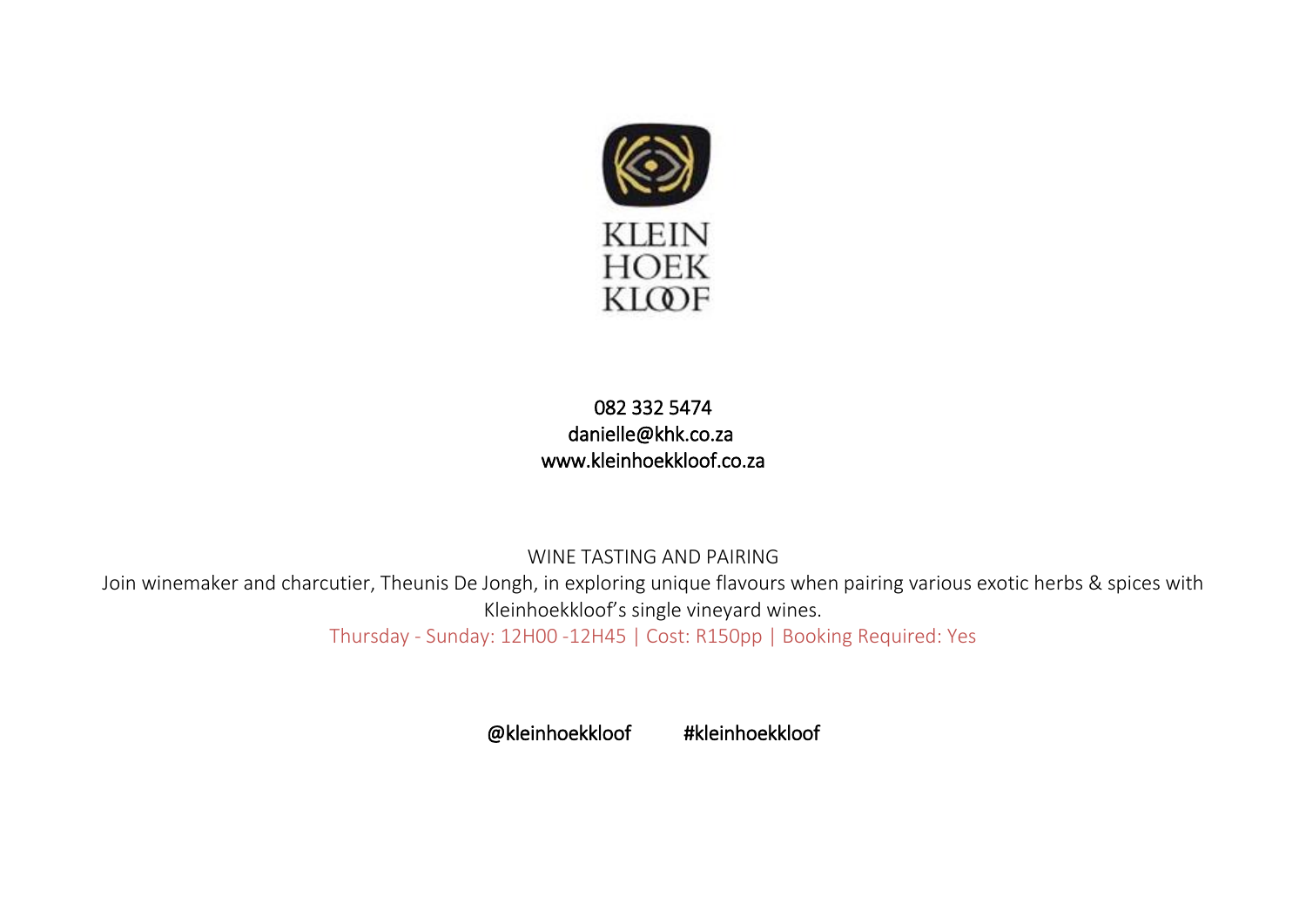KLEIN
HOEK
KLOOF

082 332 5474
danielle@khk.co.za
www.kleinhoekkloof.co.za

WINE TASTING AND PAIRING

Join winemaker and charcutier, Theunis De Jongh, in exploring unique flavours when pairing various exotic herbs & spices with Kleinhoekkloof's single vineyard wines.

Thursday - Sunday: 12H00 -12H45 | Cost: R150pp | Booking Required: Yes

@kleinhoekkloof #kleinhoekkloof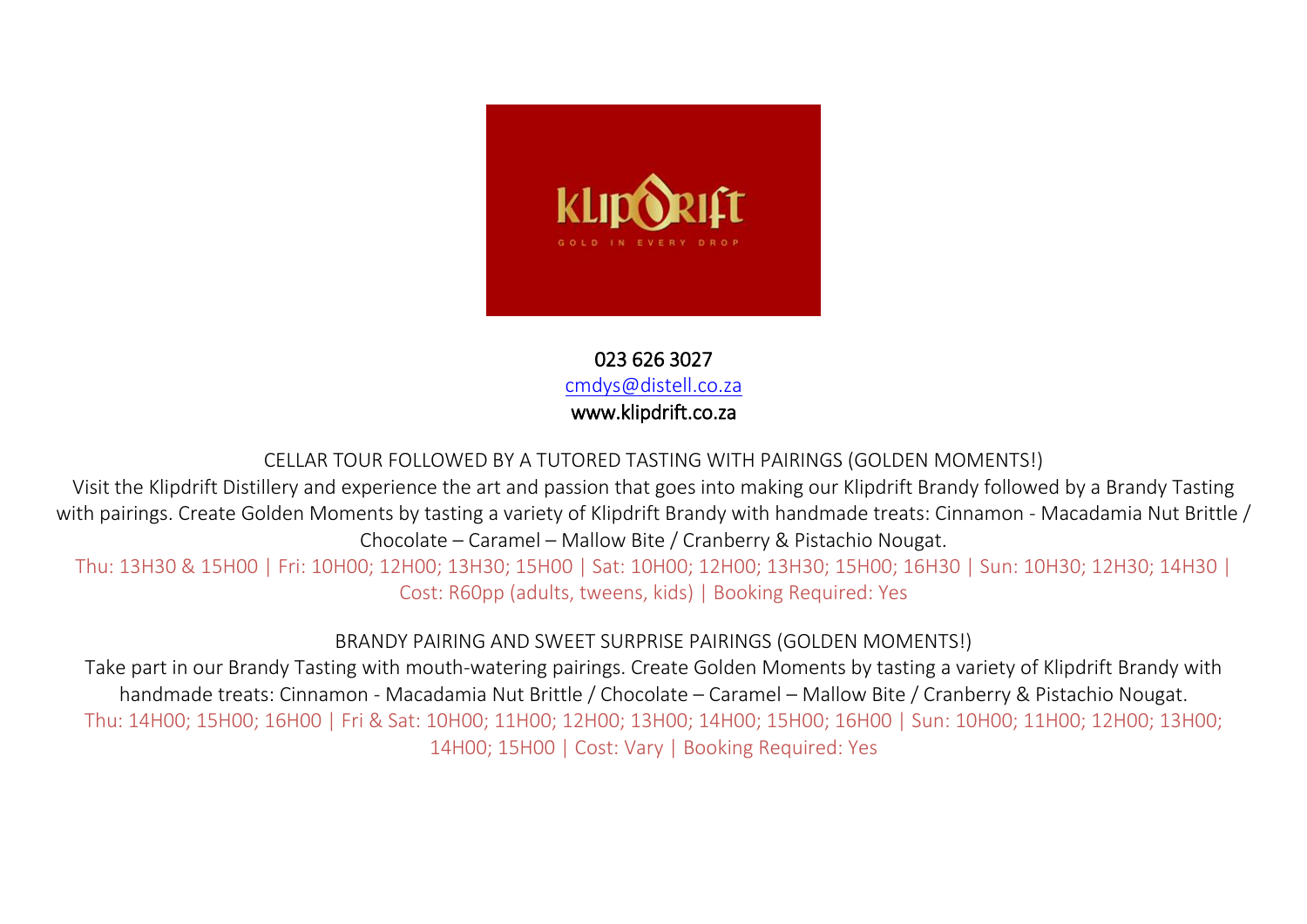023 626 3027
cmdys@distell.co.za
www.klipdrift.co.za

CELLAR TOUR FOLLOWED BY A TUTORED TASTING WITH PAIRINGS (GOLDEN MOMENTS!)

Visit the Klipdrift Distillery and experience the art and passion that goes into making our Klipdrift Brandy followed by a Brandy Tasting with pairings. Create Golden Moments by tasting a variety of Klipdrift Brandy with handmade treats: Cinnamon - Macadamia Nut Brittle / Chocolate – Caramel – Mallow Bite / Cranberry & Pistachio Nougat.

Thu: 13H30 & 15H00 | Fri: 10H00; 12H00; 13H30; 15H00 | Sat: 10H00; 12H00; 13H30; 15H00; 16H30 | Sun: 10H30; 12H30; 14H30 | Cost: R60pp (adults, tweens, kids) | Booking Required: Yes

BRANDY PAIRING AND SWEET SURPRISE PAIRINGS (GOLDEN MOMENTS!)

Take part in our Brandy Tasting with mouth-watering pairings. Create Golden Moments by tasting a variety of Klipdrift Brandy with handmade treats: Cinnamon - Macadamia Nut Brittle / Chocolate – Caramel – Mallow Bite / Cranberry & Pistachio Nougat.

Thu: 14H00; 15H00; 16H00 | Fri & Sat: 10H00; 11H00; 12H00; 13H00; 14H00; 15H00; 16H00 | Sun: 10H00; 11H00; 12H00; 13H00; 14H00; 15H00 | Cost: Vary | Booking Required: Yes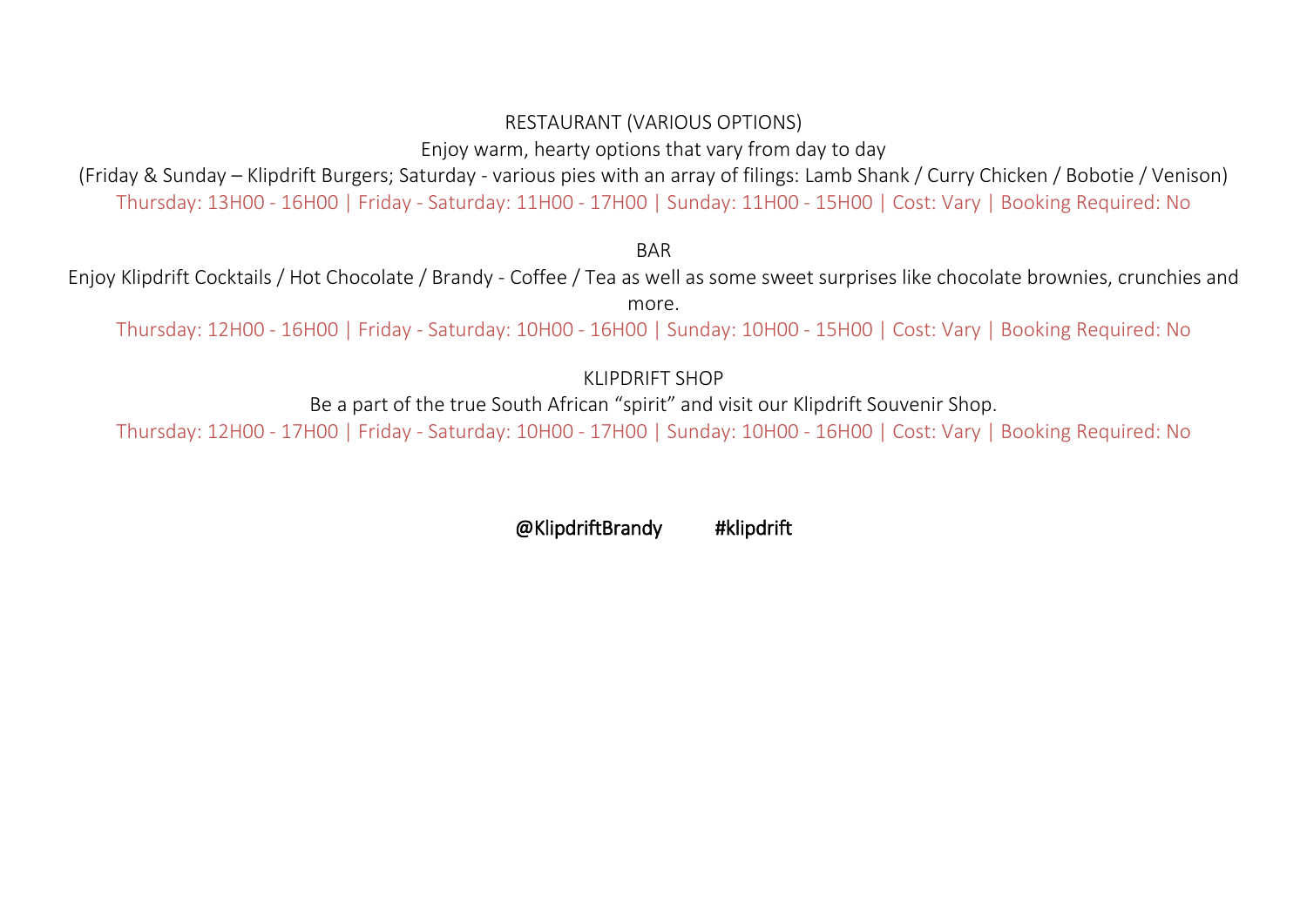## RESTAURANT (VARIOUS OPTIONS)

Enjoy warm, hearty options that vary from day to day

(Friday & Sunday – Klipdrift Burgers; Saturday - various pies with an array of fillings: Lamb Shank / Curry Chicken / Bobotie / Venison)

Thursday: 13H00 - 16H00 | Friday - Saturday: 11H00 - 17H00 | Sunday: 11H00 - 15H00 | Cost: Vary | Booking Required: No

## BAR

Enjoy Klipdrift Cocktails / Hot Chocolate / Brandy - Coffee / Tea as well as some sweet surprises like chocolate brownies, crunchies and more.

Thursday: 12H00 - 16H00 | Friday - Saturday: 10H00 - 16H00 | Sunday: 10H00 - 15H00 | Cost: Vary | Booking Required: No

## KLIPDRIFT SHOP

Be a part of the true South African "spirit" and visit our Klipdrift Souvenir Shop.

Thursday: 12H00 - 17H00 | Friday - Saturday: 10H00 - 17H00 | Sunday: 10H00 - 16H00 | Cost: Vary | Booking Required: No

@KlipdriftBrandy #klipdrift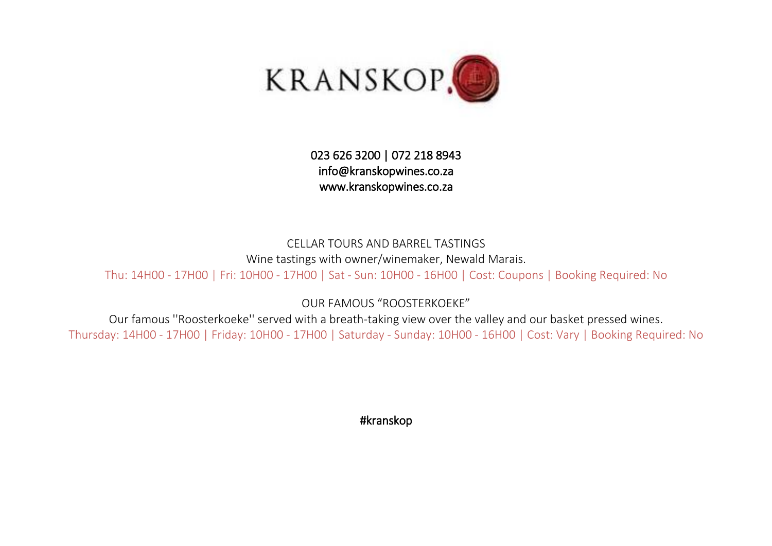# KRANSKOP

023 626 3200 | 072 218 8943
info@kranskopwines.co.za
www.kranskopwines.co.za

## CELLAR TOURS AND BARREL TASTINGS

Wine tastings with owner/winemaker, Newald Marais.

Thu: 14H00 - 17H00 | Fri: 10H00 - 17H00 | Sat - Sun: 10H00 - 16H00 | Cost: Coupons | Booking Required: No

## OUR FAMOUS "ROOSTERKOEKE"

Our famous ''Roosterkoeke'' served with a breath-taking view over the valley and our basket pressed wines.

Thursday: 14H00 - 17H00 | Friday: 10H00 - 17H00 | Saturday - Sunday: 10H00 - 16H00 | Cost: Vary | Booking Required: No

#kranskop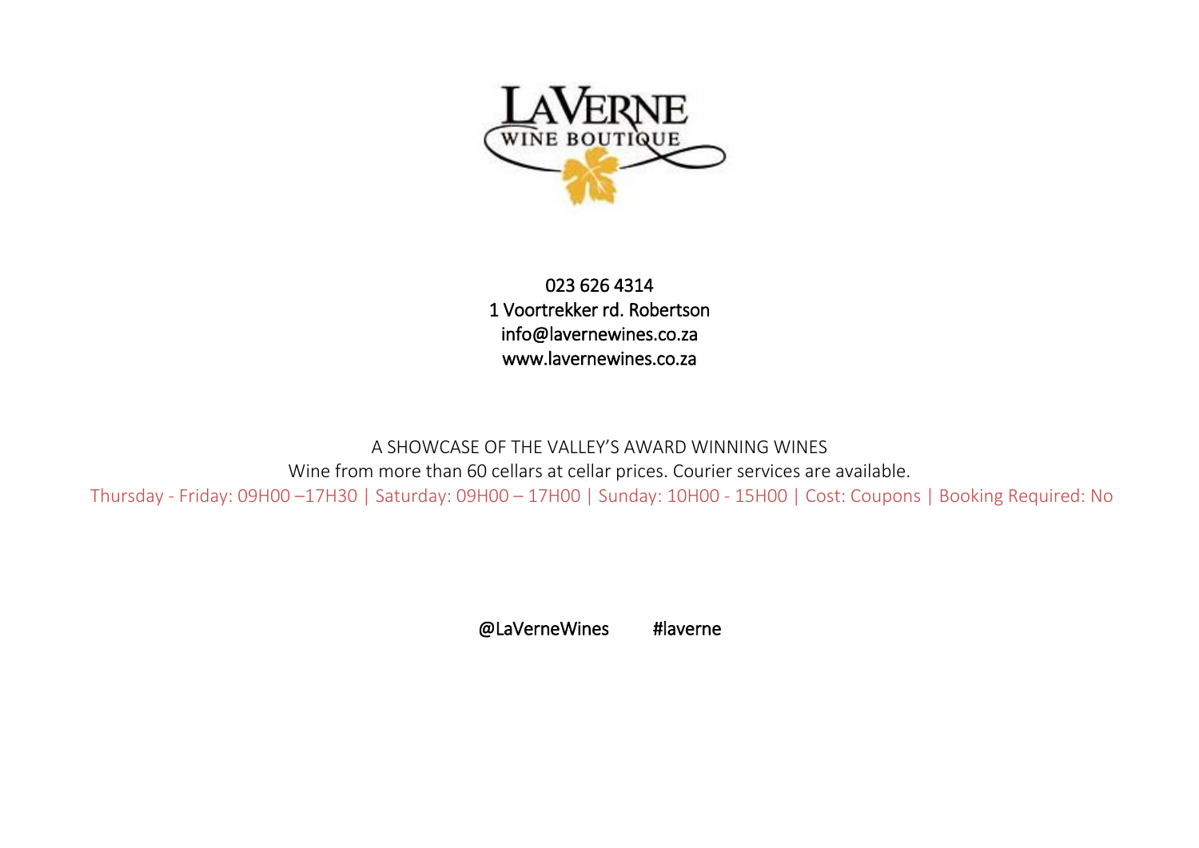LaVerne Wine Boutique

023 626 4314
1 Voortrekker rd. Robertson
info@lavernewines.co.za
www.lavernewines.co.za

A SHOWCASE OF THE VALLEY'S AWARD WINNING WINES

Wine from more than 60 cellars at cellar prices. Courier services are available.

Thursday - Friday: 09H00 –17H30 | Saturday: 09H00 – 17H00 | Sunday: 10H00 - 15H00 | Cost: Coupons | Booking Required: No

@LaVerneWines #laverne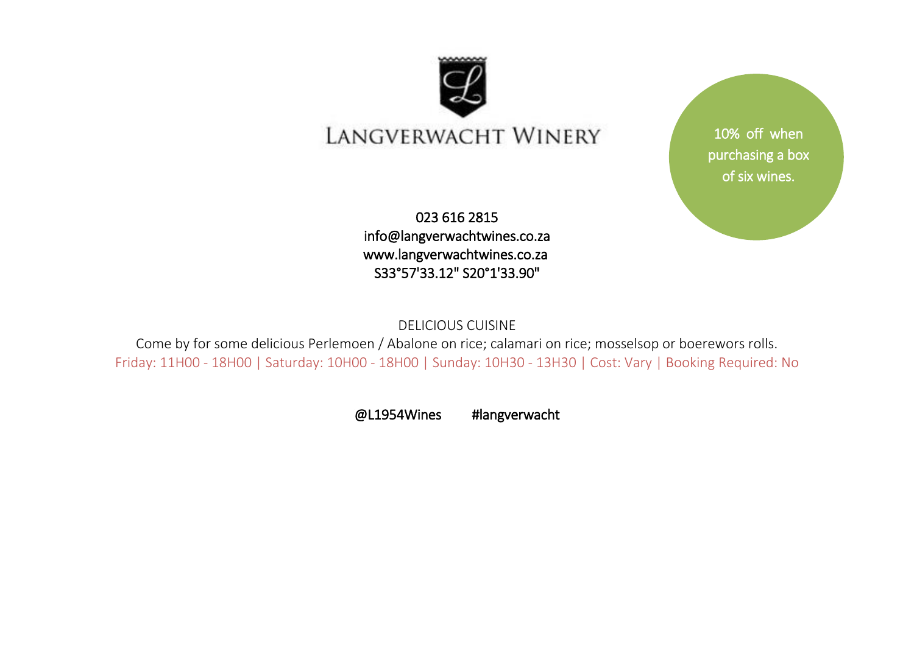# LANGVERWACHT WINERY

10% off when purchasing a box of six wines.

023 616 2815
info@langverwachtwines.co.za
www.langverwachtwines.co.za
S33°57'33.12" S20°1'33.90"

DELICIOUS CUISINE

Come by for some delicious Perlemoen / Abalone on rice; calamari on rice; mosselsop or boerewors rolls.

Friday: 11H00 - 18H00 | Saturday: 10H00 - 18H00 | Sunday: 10H30 - 13H30 | Cost: Vary | Booking Required: No

@L1954Wines #langverwacht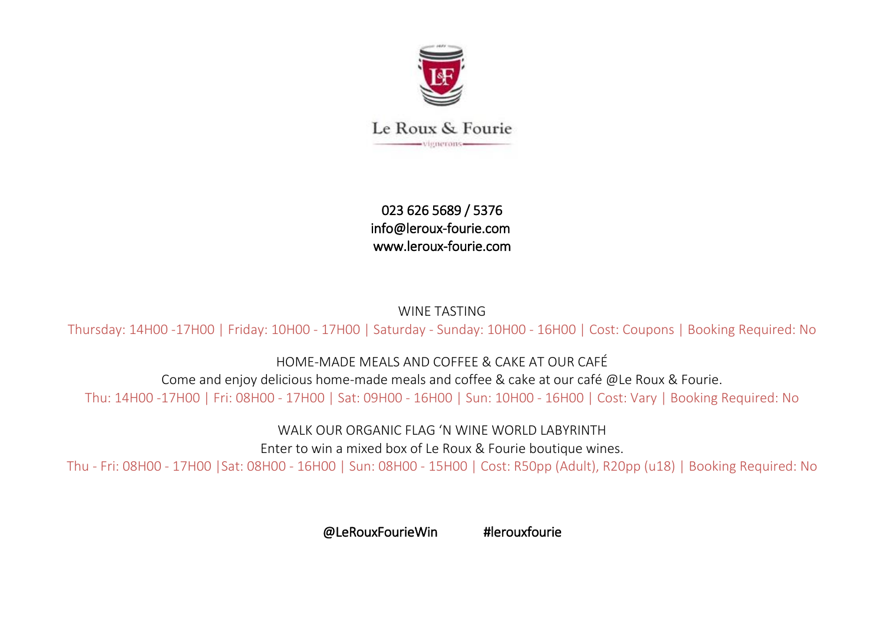# Le Roux & Fourie

vignerons

023 626 5689 / 5376
info@leroux-fourie.com
www.leroux-fourie.com

## WINE TASTING

Thursday: 14H00 -17H00 | Friday: 10H00 - 17H00 | Saturday - Sunday: 10H00 - 16H00 | Cost: Coupons | Booking Required: No

## HOME-MADE MEALS AND COFFEE & CAKE AT OUR CAFÉ

Come and enjoy delicious home-made meals and coffee & cake at our café @Le Roux & Fourie.

Thu: 14H00 -17H00 | Fri: 08H00 - 17H00 | Sat: 09H00 - 16H00 | Sun: 10H00 - 16H00 | Cost: Vary | Booking Required: No

## WALK OUR ORGANIC FLAG 'N WINE WORLD LABYRINTH

Enter to win a mixed box of Le Roux & Fourie boutique wines.

Thu - Fri: 08H00 - 17H00 |Sat: 08H00 - 16H00 | Sun: 08H00 - 15H00 | Cost: R50pp (Adult), R20pp (u18) | Booking Required: No

@LeRouxFourieWin #lerouxfourie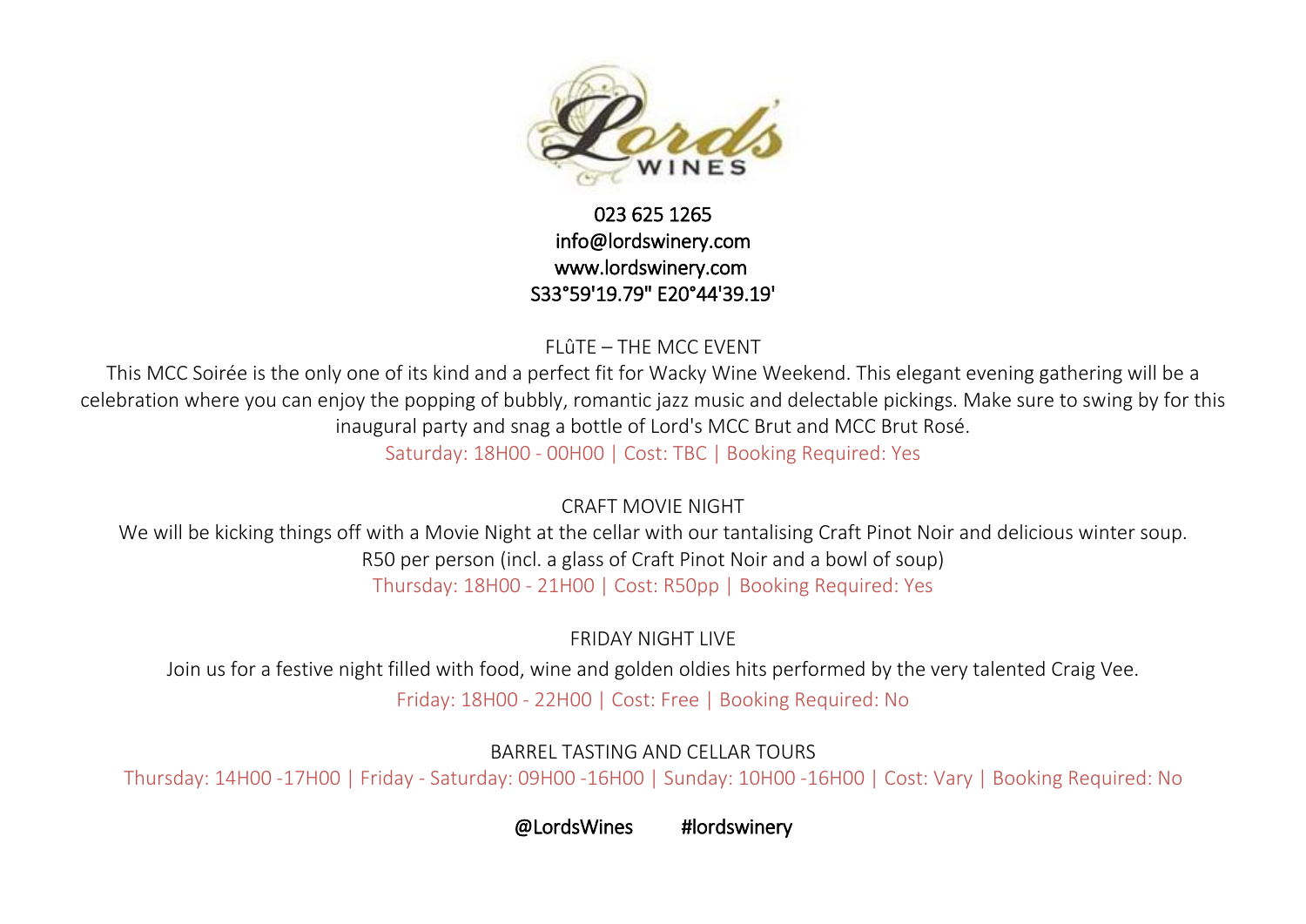023 625 1265
info@lordswinery.com
www.lordswinery.com
S33°59'19.79" E20°44'39.19'

## FLûTE – THE MCC EVENT

This MCC Soirée is the only one of its kind and a perfect fit for Wacky Wine Weekend. This elegant evening gathering will be a celebration where you can enjoy the popping of bubbly, romantic jazz music and delectable pickings. Make sure to swing by for this inaugural party and snag a bottle of Lord's MCC Brut and MCC Brut Rosé.

Saturday: 18H00 - 00H00 | Cost: TBC | Booking Required: Yes

## CRAFT MOVIE NIGHT

We will be kicking things off with a Movie Night at the cellar with our tantalising Craft Pinot Noir and delicious winter soup.
R50 per person (incl. a glass of Craft Pinot Noir and a bowl of soup)

Thursday: 18H00 - 21H00 | Cost: R50pp | Booking Required: Yes

## FRIDAY NIGHT LIVE

Join us for a festive night filled with food, wine and golden oldies hits performed by the very talented Craig Vee.

Friday: 18H00 - 22H00 | Cost: Free | Booking Required: No

## BARREL TASTING AND CELLAR TOURS

Thursday: 14H00 -17H00 | Friday - Saturday: 09H00 -16H00 | Sunday: 10H00 -16H00 | Cost: Vary | Booking Required: No

@LordsWines #lordswinery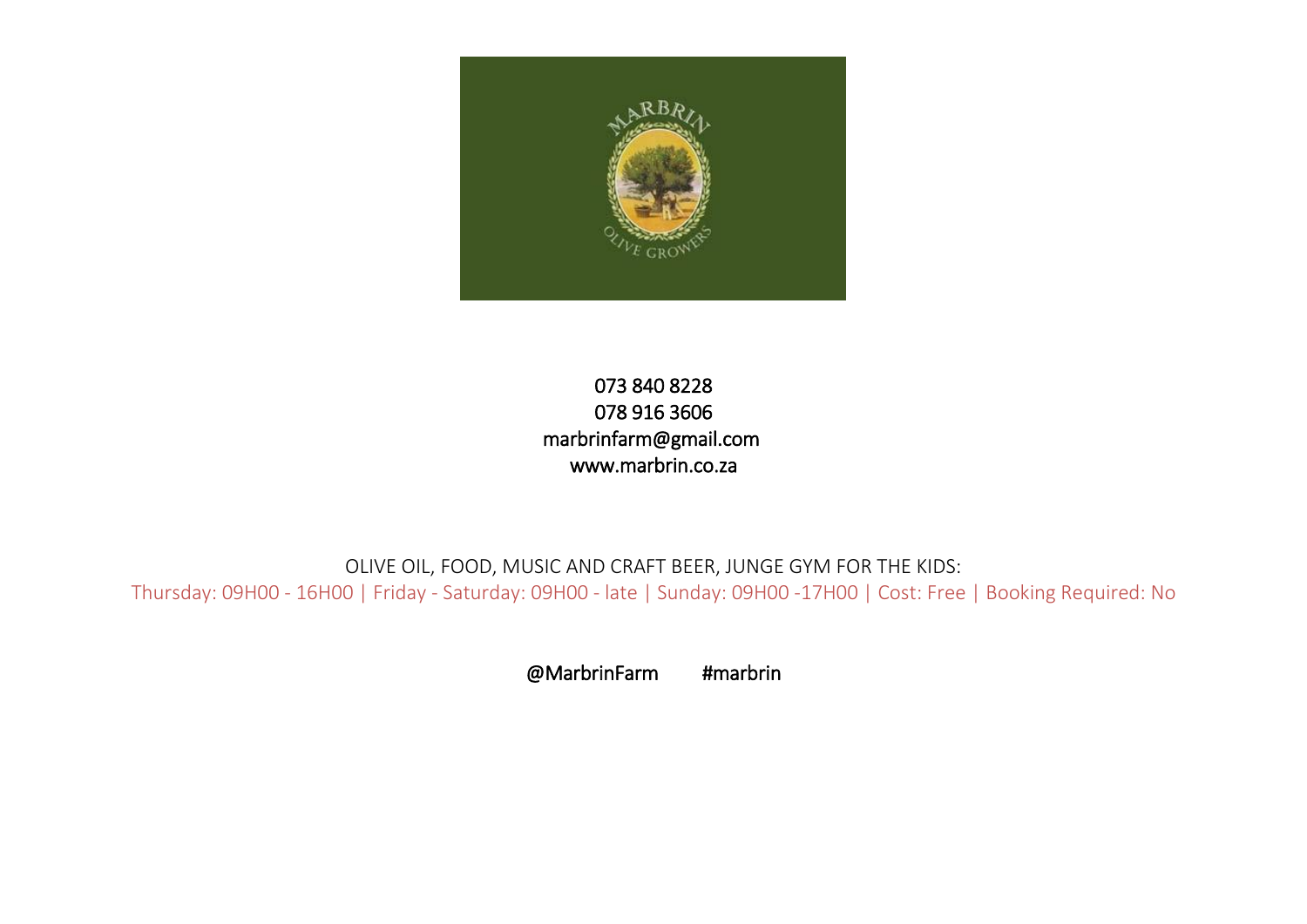073 840 8228
078 916 3606
marbrinfarm@gmail.com
www.marbrin.co.za

OLIVE OIL, FOOD, MUSIC AND CRAFT BEER, JUNGE GYM FOR THE KIDS:
Thursday: 09H00 - 16H00 | Friday - Saturday: 09H00 - late | Sunday: 09H00 -17H00 | Cost: Free | Booking Required: No

@MarbrinFarm #marbrin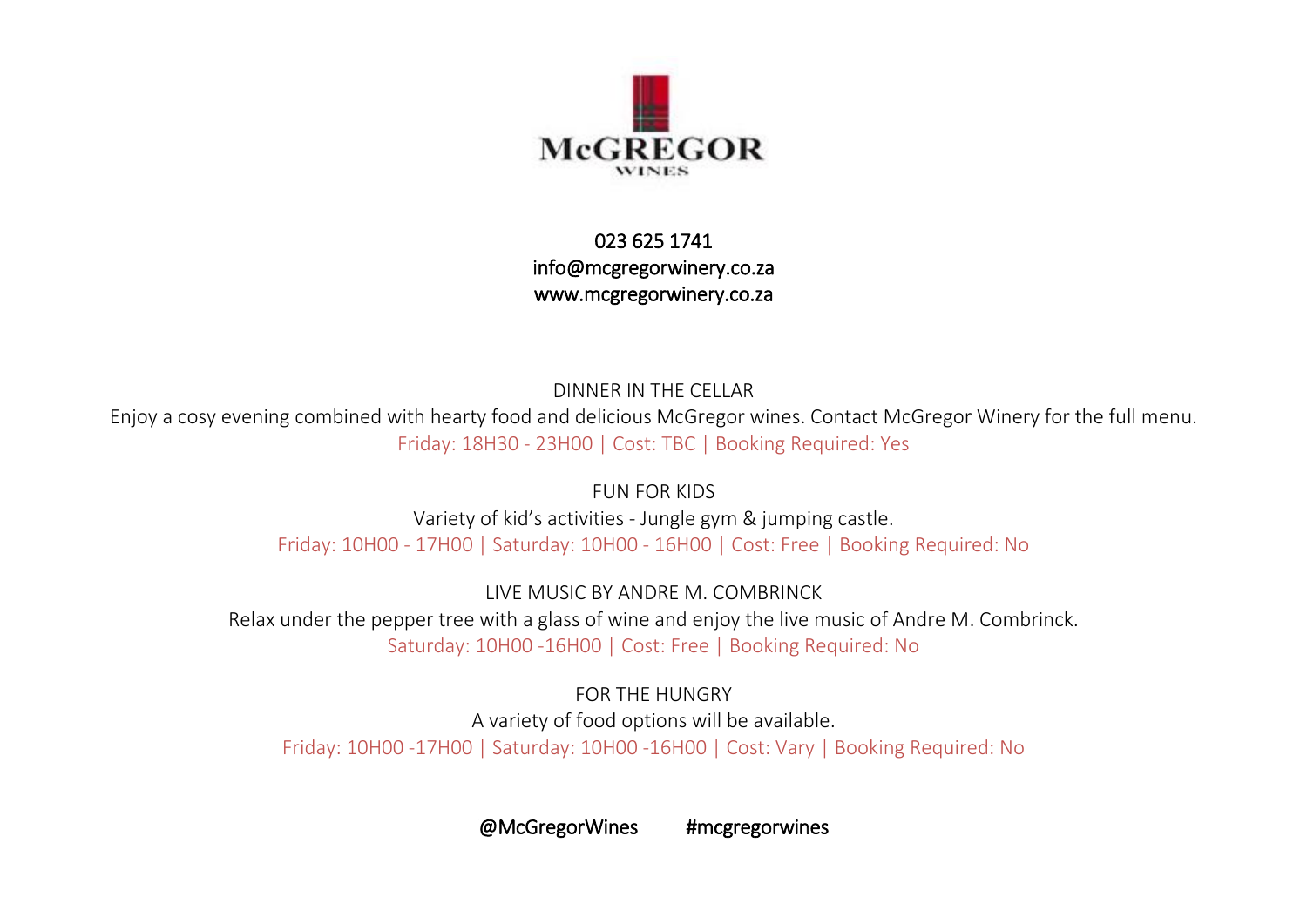McGREGOR
WINES

023 625 1741
info@mcgregorwinery.co.za
www.mcgregorwinery.co.za

## DINNER IN THE CELLAR

Enjoy a cosy evening combined with hearty food and delicious McGregor wines. Contact McGregor Winery for the full menu.

Friday: 18H30 - 23H00 | Cost: TBC | Booking Required: Yes

## FUN FOR KIDS

Variety of kid's activities - Jungle gym & jumping castle.

Friday: 10H00 - 17H00 | Saturday: 10H00 - 16H00 | Cost: Free | Booking Required: No

## LIVE MUSIC BY ANDRE M. COMBRINCK

Relax under the pepper tree with a glass of wine and enjoy the live music of Andre M. Combrinck.

Saturday: 10H00 -16H00 | Cost: Free | Booking Required: No

## FOR THE HUNGRY

A variety of food options will be available.

Friday: 10H00 -17H00 | Saturday: 10H00 -16H00 | Cost: Vary | Booking Required: No

@McGregorWines #mcgregorwines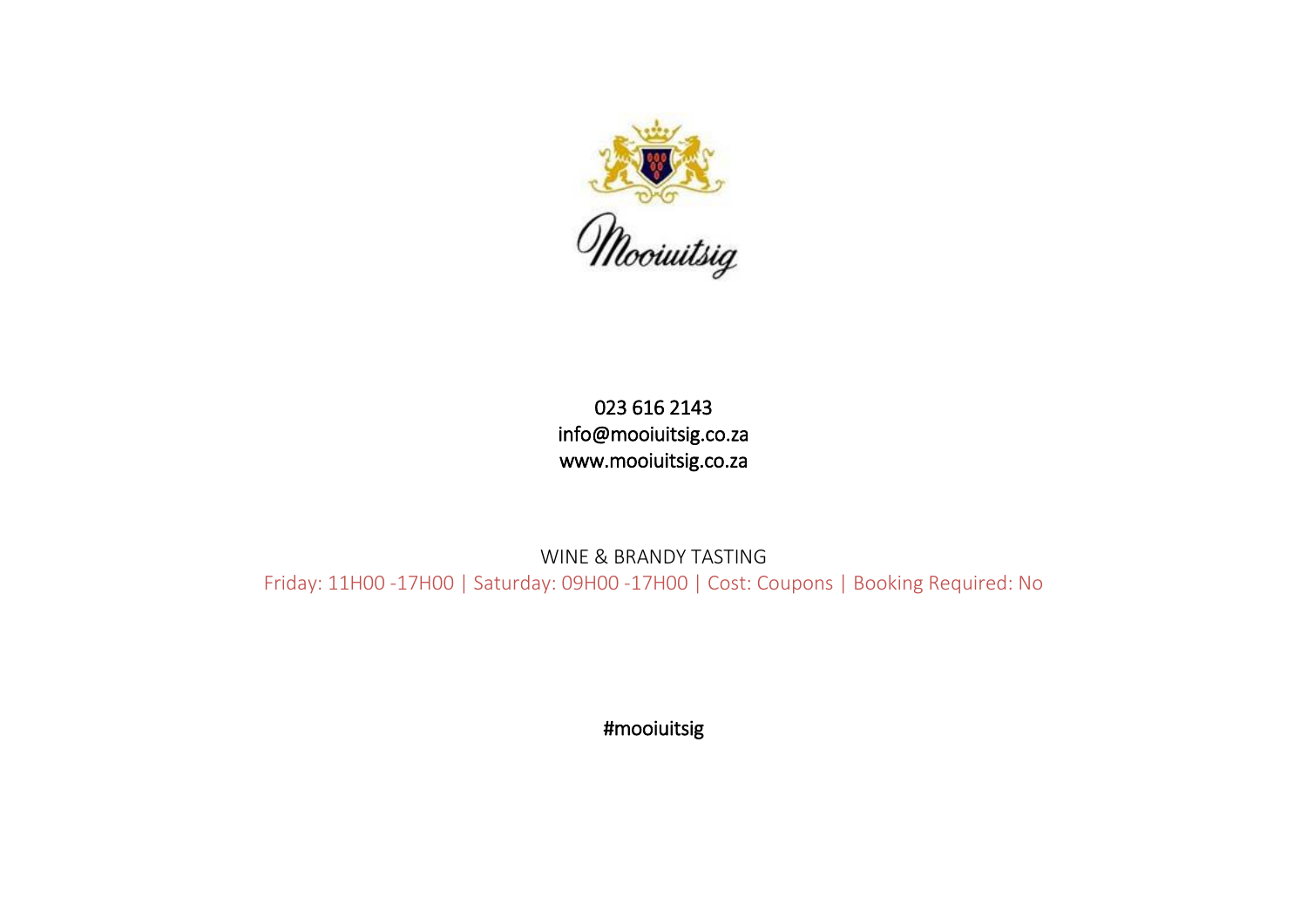Mooiuitsig

023 616 2143
info@mooiuitsig.co.za
www.mooiuitsig.co.za

WINE & BRANDY TASTING

Friday: 11H00 -17H00 | Saturday: 09H00 -17H00 | Cost: Coupons | Booking Required: No

#mooiuitsig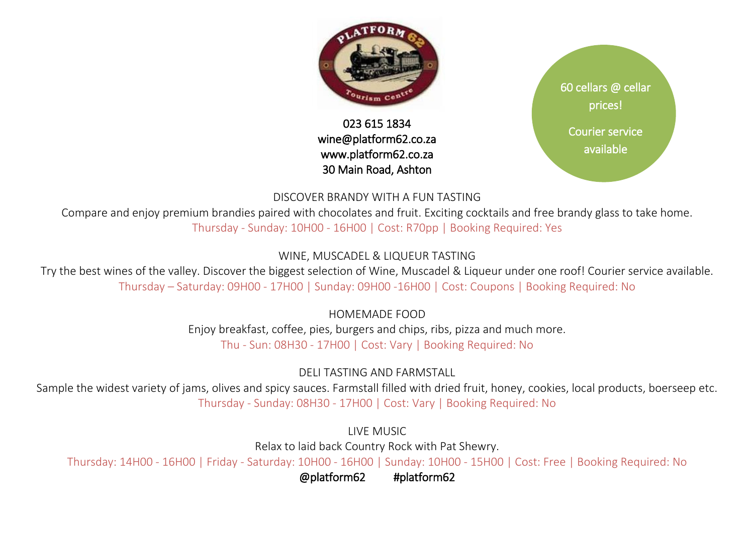023 615 1834
wine@platform62.co.za
www.platform62.co.za
30 Main Road, Ashton

60 cellars @ cellar prices!

Courier service available

## DISCOVER BRANDY WITH A FUN TASTING

Compare and enjoy premium brandies paired with chocolates and fruit. Exciting cocktails and free brandy glass to take home.

Thursday - Sunday: 10H00 - 16H00 | Cost: R70pp | Booking Required: Yes

## WINE, MUSCADEL & LIQUEUR TASTING

Try the best wines of the valley. Discover the biggest selection of Wine, Muscadel & Liqueur under one roof! Courier service available.

Thursday – Saturday: 09H00 - 17H00 | Sunday: 09H00 -16H00 | Cost: Coupons | Booking Required: No

## HOMEMADE FOOD

Enjoy breakfast, coffee, pies, burgers and chips, ribs, pizza and much more.

Thu - Sun: 08H30 - 17H00 | Cost: Vary | Booking Required: No

## DELI TASTING AND FARMSTALL

Sample the widest variety of jams, olives and spicy sauces. Farmstall filled with dried fruit, honey, cookies, local products, boerseep etc.

Thursday - Sunday: 08H30 - 17H00 | Cost: Vary | Booking Required: No

## LIVE MUSIC

Relax to laid back Country Rock with Pat Shewry.

Thursday: 14H00 - 16H00 | Friday - Saturday: 10H00 - 16H00 | Sunday: 10H00 - 15H00 | Cost: Free | Booking Required: No

@platform62 #platform62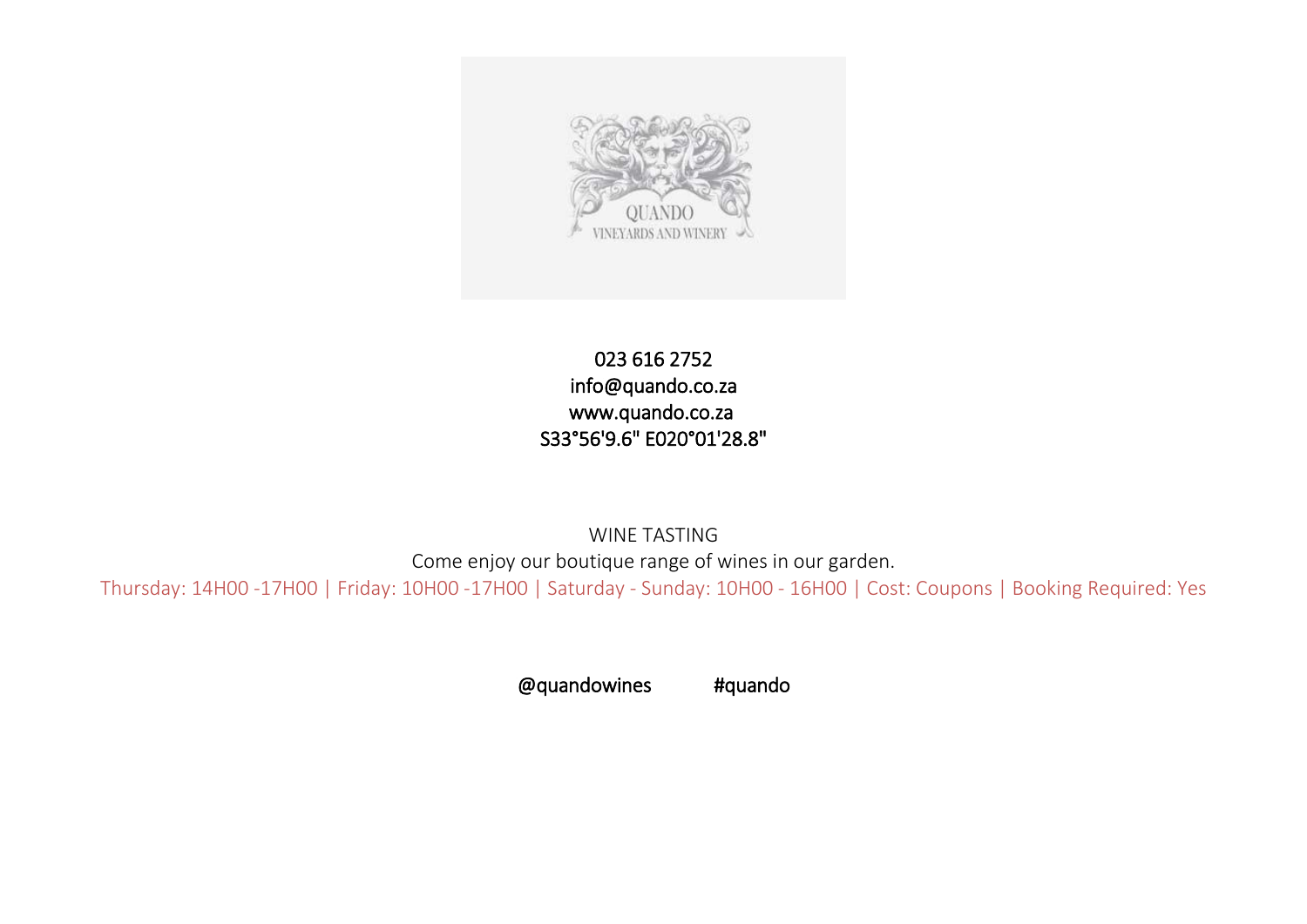QUANDO
VINEYARDS AND WINERY

023 616 2752
info@quando.co.za
www.quando.co.za
S33°56'9.6" E020°01'28.8"

WINE TASTING

Come enjoy our boutique range of wines in our garden.

Thursday: 14H00 -17H00 | Friday: 10H00 -17H00 | Saturday - Sunday: 10H00 - 16H00 | Cost: Coupons | Booking Required: Yes

@quandowines #quando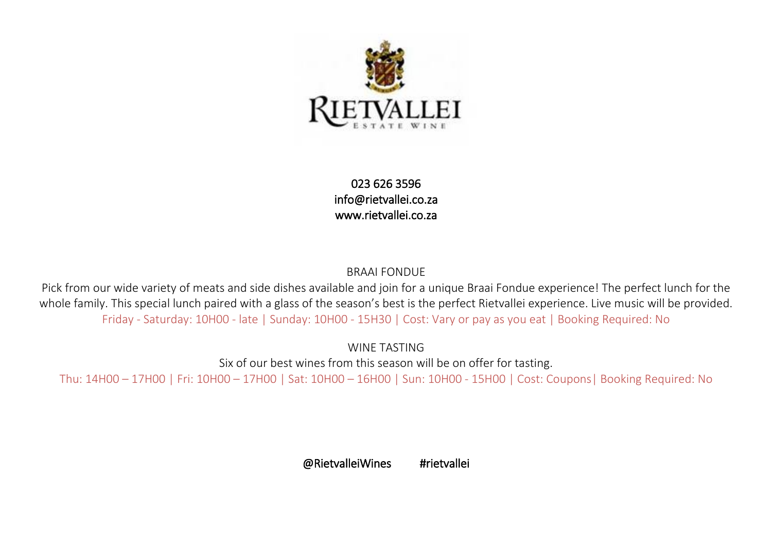RIETVALLEI
ESTATE WINE

023 626 3596
info@rietvallei.co.za
www.rietvallei.co.za

## BRAAI FONDUE

Pick from our wide variety of meats and side dishes available and join for a unique Braai Fondue experience! The perfect lunch for the whole family. This special lunch paired with a glass of the season's best is the perfect Rietvallei experience. Live music will be provided.

Friday - Saturday: 10H00 - late | Sunday: 10H00 - 15H30 | Cost: Vary or pay as you eat | Booking Required: No

## WINE TASTING

Six of our best wines from this season will be on offer for tasting.

Thu: 14H00 – 17H00 | Fri: 10H00 – 17H00 | Sat: 10H00 – 16H00 | Sun: 10H00 - 15H00 | Cost: Coupons| Booking Required: No

@RietvalleiWines #rietvallei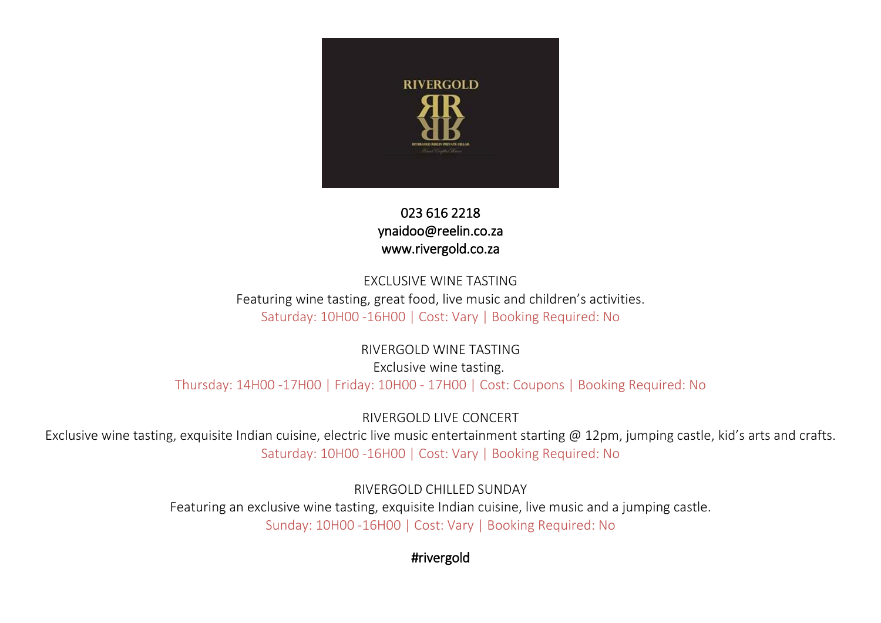023 616 2218
ynaidoo@reelin.co.za
www.rivergold.co.za

EXCLUSIVE WINE TASTING

Featuring wine tasting, great food, live music and children's activities.

Saturday: 10H00 -16H00 | Cost: Vary | Booking Required: No

RIVERGOLD WINE TASTING

Exclusive wine tasting.

Thursday: 14H00 -17H00 | Friday: 10H00 - 17H00 | Cost: Coupons | Booking Required: No

RIVERGOLD LIVE CONCERT

Exclusive wine tasting, exquisite Indian cuisine, electric live music entertainment starting @ 12pm, jumping castle, kid's arts and crafts.

Saturday: 10H00 -16H00 | Cost: Vary | Booking Required: No

RIVERGOLD CHILLED SUNDAY

Featuring an exclusive wine tasting, exquisite Indian cuisine, live music and a jumping castle.

Sunday: 10H00 -16H00 | Cost: Vary | Booking Required: No

#rivergold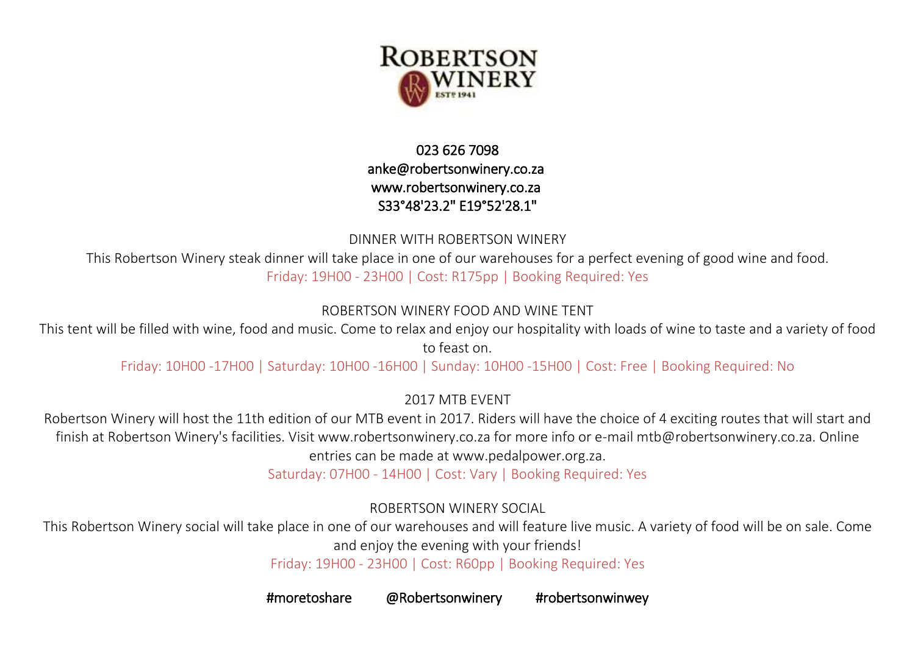# ROBERTSON WINERY

ESTᴰ 1941

023 626 7098
anke@robertsonwinery.co.za
www.robertsonwinery.co.za
S33°48'23.2" E19°52'28.1"

## DINNER WITH ROBERTSON WINERY

This Robertson Winery steak dinner will take place in one of our warehouses for a perfect evening of good wine and food.

Friday: 19H00 - 23H00 | Cost: R175pp | Booking Required: Yes

## ROBERTSON WINERY FOOD AND WINE TENT

This tent will be filled with wine, food and music. Come to relax and enjoy our hospitality with loads of wine to taste and a variety of food to feast on.

Friday: 10H00 -17H00 | Saturday: 10H00 -16H00 | Sunday: 10H00 -15H00 | Cost: Free | Booking Required: No

## 2017 MTB EVENT

Robertson Winery will host the 11th edition of our MTB event in 2017. Riders will have the choice of 4 exciting routes that will start and finish at Robertson Winery's facilities. Visit www.robertsonwinery.co.za for more info or e-mail mtb@robertsonwinery.co.za. Online entries can be made at www.pedalpower.org.za.

Saturday: 07H00 - 14H00 | Cost: Vary | Booking Required: Yes

## ROBERTSON WINERY SOCIAL

This Robertson Winery social will take place in one of our warehouses and will feature live music. A variety of food will be on sale. Come and enjoy the evening with your friends!

Friday: 19H00 - 23H00 | Cost: R60pp | Booking Required: Yes

#moretoshare @Robertsonwinery #robertsonwinwey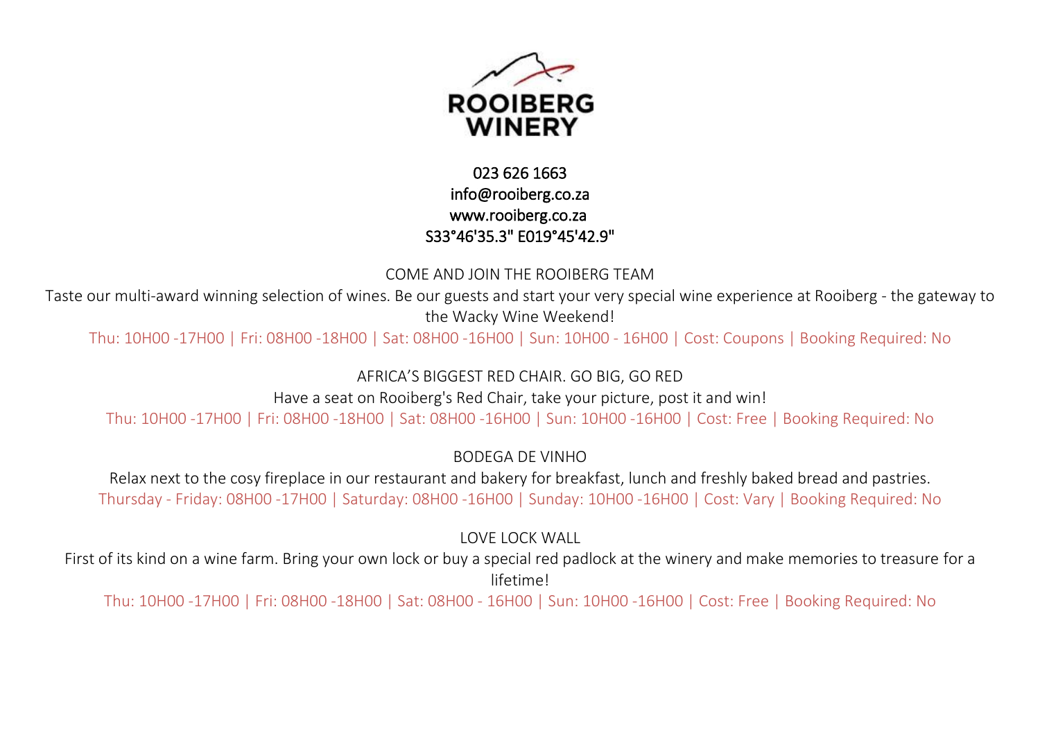# ROOIBERG WINERY

023 626 1663
info@rooiberg.co.za
www.rooiberg.co.za
S33°46'35.3" E019°45'42.9"

## COME AND JOIN THE ROOIBERG TEAM

Taste our multi-award winning selection of wines. Be our guests and start your very special wine experience at Rooiberg - the gateway to the Wacky Wine Weekend!

Thu: 10H00 -17H00 | Fri: 08H00 -18H00 | Sat: 08H00 -16H00 | Sun: 10H00 - 16H00 | Cost: Coupons | Booking Required: No

## AFRICA'S BIGGEST RED CHAIR. GO BIG, GO RED

Have a seat on Rooiberg's Red Chair, take your picture, post it and win!

Thu: 10H00 -17H00 | Fri: 08H00 -18H00 | Sat: 08H00 -16H00 | Sun: 10H00 -16H00 | Cost: Free | Booking Required: No

## BODEGA DE VINHO

Relax next to the cosy fireplace in our restaurant and bakery for breakfast, lunch and freshly baked bread and pastries.

Thursday - Friday: 08H00 -17H00 | Saturday: 08H00 -16H00 | Sunday: 10H00 -16H00 | Cost: Vary | Booking Required: No

## LOVE LOCK WALL

First of its kind on a wine farm. Bring your own lock or buy a special red padlock at the winery and make memories to treasure for a lifetime!

Thu: 10H00 -17H00 | Fri: 08H00 -18H00 | Sat: 08H00 - 16H00 | Sun: 10H00 -16H00 | Cost: Free | Booking Required: No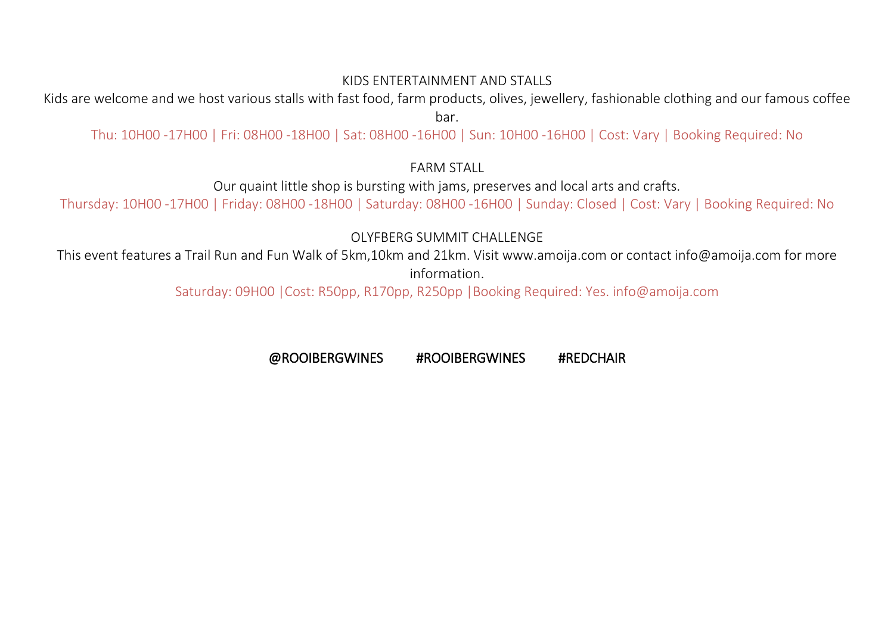## KIDS ENTERTAINMENT AND STALLS

Kids are welcome and we host various stalls with fast food, farm products, olives, jewellery, fashionable clothing and our famous coffee bar.

Thu: 10H00 -17H00 | Fri: 08H00 -18H00 | Sat: 08H00 -16H00 | Sun: 10H00 -16H00 | Cost: Vary | Booking Required: No

## FARM STALL

Our quaint little shop is bursting with jams, preserves and local arts and crafts.

Thursday: 10H00 -17H00 | Friday: 08H00 -18H00 | Saturday: 08H00 -16H00 | Sunday: Closed | Cost: Vary | Booking Required: No

## OLYFBERG SUMMIT CHALLENGE

This event features a Trail Run and Fun Walk of 5km,10km and 21km. Visit www.amoija.com or contact info@amoija.com for more information.

Saturday: 09H00 |Cost: R50pp, R170pp, R250pp |Booking Required: Yes. info@amoija.com

**@ROOIBERGWINES #ROOIBERGWINES #REDCHAIR**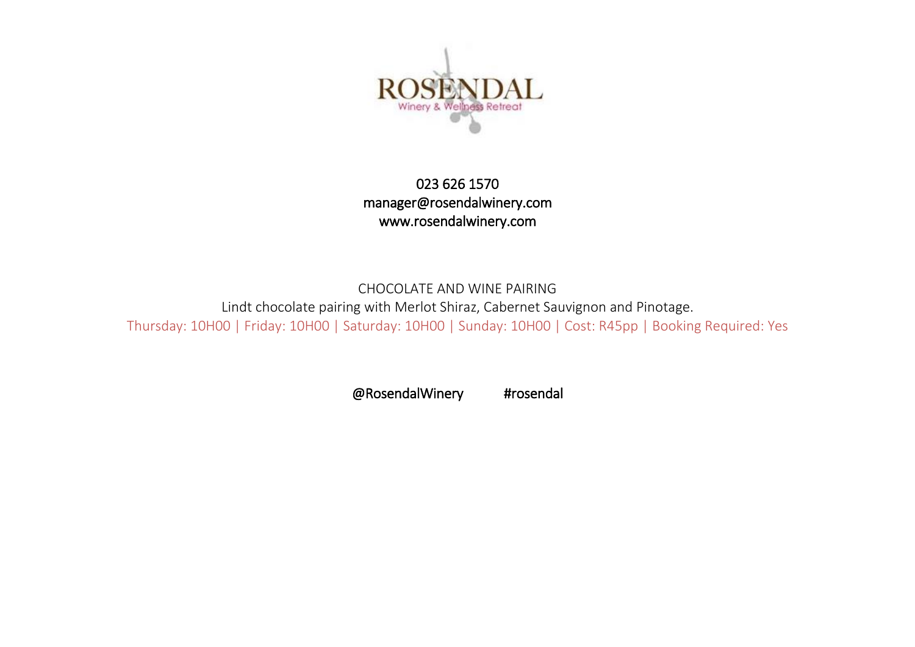ROSENDAL
Winery & Wellness Retreat

023 626 1570
manager@rosendalwinery.com
www.rosendalwinery.com

CHOCOLATE AND WINE PAIRING

Lindt chocolate pairing with Merlot Shiraz, Cabernet Sauvignon and Pinotage.

Thursday: 10H00 | Friday: 10H00 | Saturday: 10H00 | Sunday: 10H00 | Cost: R45pp | Booking Required: Yes

@RosendalWinery #rosendal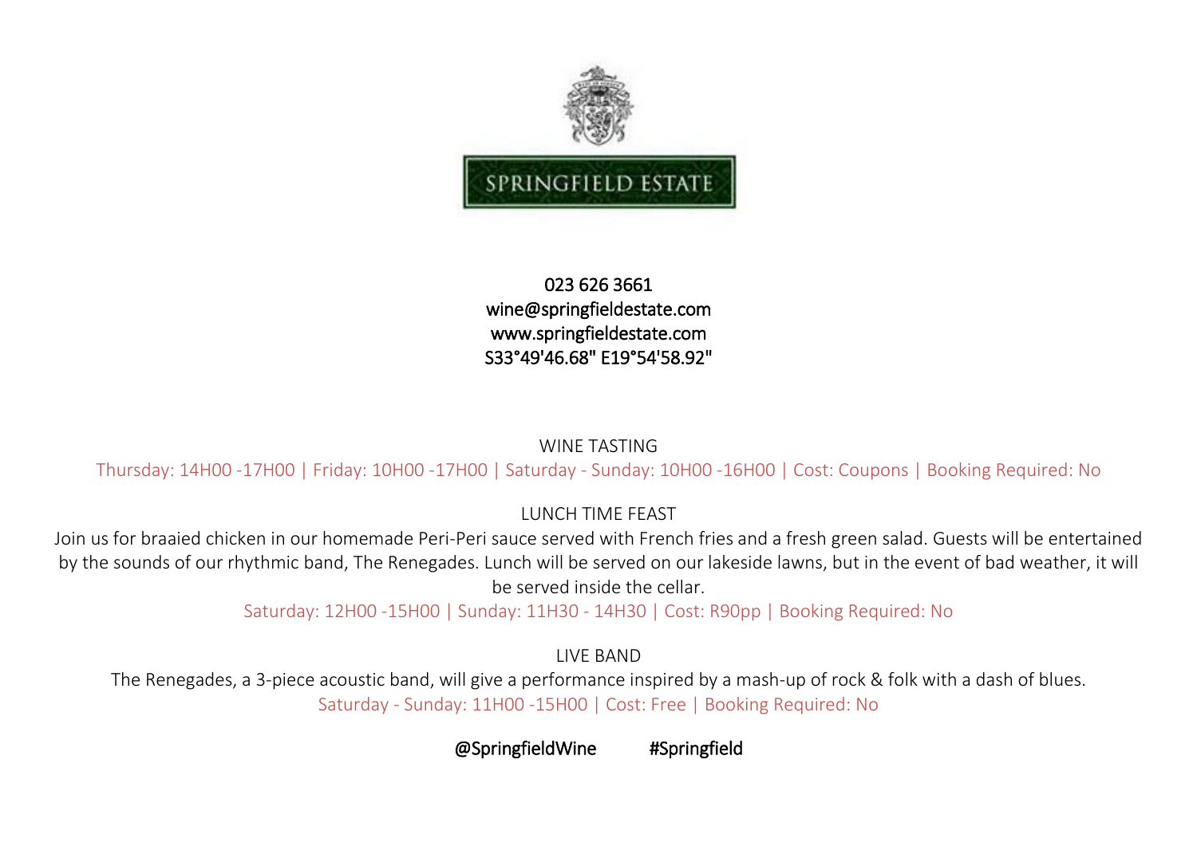# SPRINGFIELD ESTATE

023 626 3661
wine@springfieldestate.com
www.springfieldestate.com
S33°49'46.68" E19°54'58.92"

## WINE TASTING

Thursday: 14H00 -17H00 | Friday: 10H00 -17H00 | Saturday - Sunday: 10H00 -16H00 | Cost: Coupons | Booking Required: No

## LUNCH TIME FEAST

Join us for braaied chicken in our homemade Peri-Peri sauce served with French fries and a fresh green salad. Guests will be entertained by the sounds of our rhythmic band, The Renegades. Lunch will be served on our lakeside lawns, but in the event of bad weather, it will be served inside the cellar.

Saturday: 12H00 -15H00 | Sunday: 11H30 - 14H30 | Cost: R90pp | Booking Required: No

## LIVE BAND

The Renegades, a 3-piece acoustic band, will give a performance inspired by a mash-up of rock & folk with a dash of blues.

Saturday - Sunday: 11H00 -15H00 | Cost: Free | Booking Required: No

@SpringfieldWine #Springfield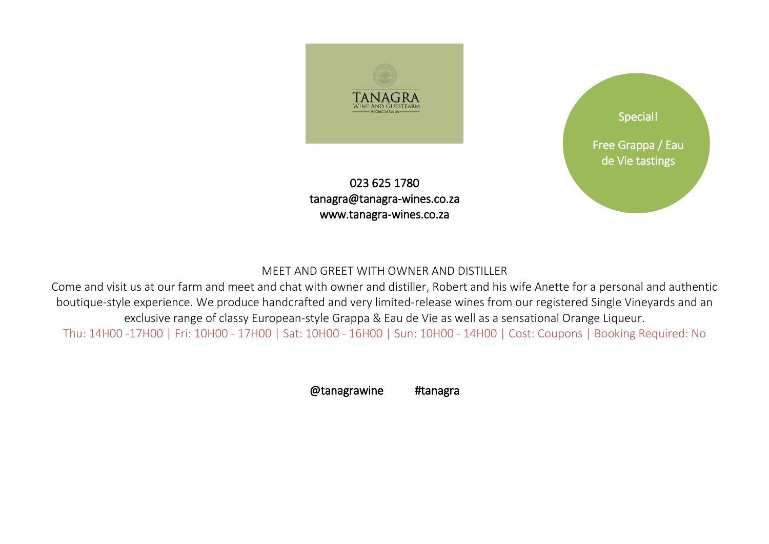TANAGRA
WINE AND GUESTFARM
McGREGOR VALLEY

Special!

Free Grappa / Eau de Vie tastings

023 625 1780
tanagra@tanagra-wines.co.za
www.tanagra-wines.co.za

MEET AND GREET WITH OWNER AND DISTILLER

Come and visit us at our farm and meet and chat with owner and distiller, Robert and his wife Anette for a personal and authentic boutique-style experience. We produce handcrafted and very limited-release wines from our registered Single Vineyards and an exclusive range of classy European-style Grappa & Eau de Vie as well as a sensational Orange Liqueur.

Thu: 14H00 -17H00 | Fri: 10H00 - 17H00 | Sat: 10H00 - 16H00 | Sun: 10H00 - 14H00 | Cost: Coupons | Booking Required: No

@tanagrawine #tanagra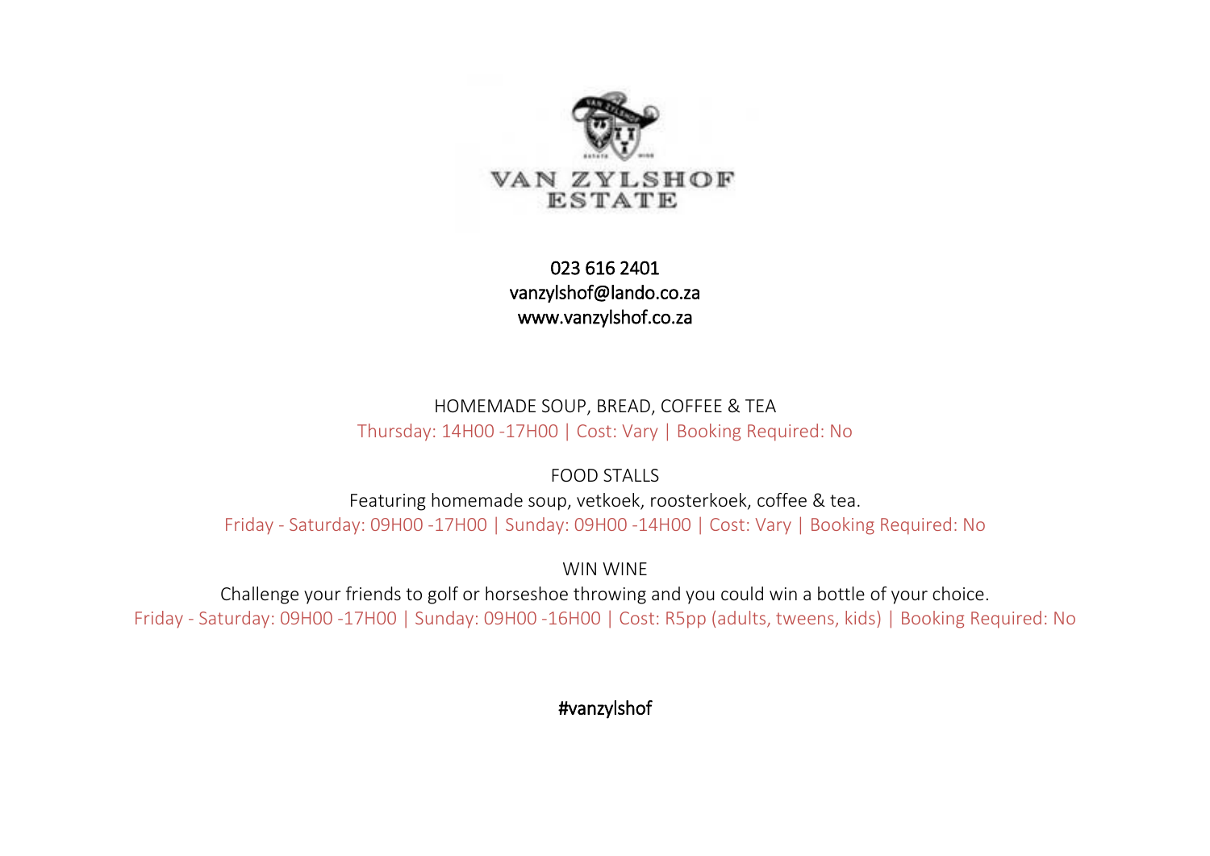VAN ZYLSHOF ESTATE

023 616 2401
vanzylshof@lando.co.za
www.vanzylshof.co.za

HOMEMADE SOUP, BREAD, COFFEE & TEA

Thursday: 14H00 -17H00 | Cost: Vary | Booking Required: No

FOOD STALLS

Featuring homemade soup, vetkoek, roosterkoek, coffee & tea.

Friday - Saturday: 09H00 -17H00 | Sunday: 09H00 -14H00 | Cost: Vary | Booking Required: No

WIN WINE

Challenge your friends to golf or horseshoe throwing and you could win a bottle of your choice.

Friday - Saturday: 09H00 -17H00 | Sunday: 09H00 -16H00 | Cost: R5pp (adults, tweens, kids) | Booking Required: No

#vanzylshof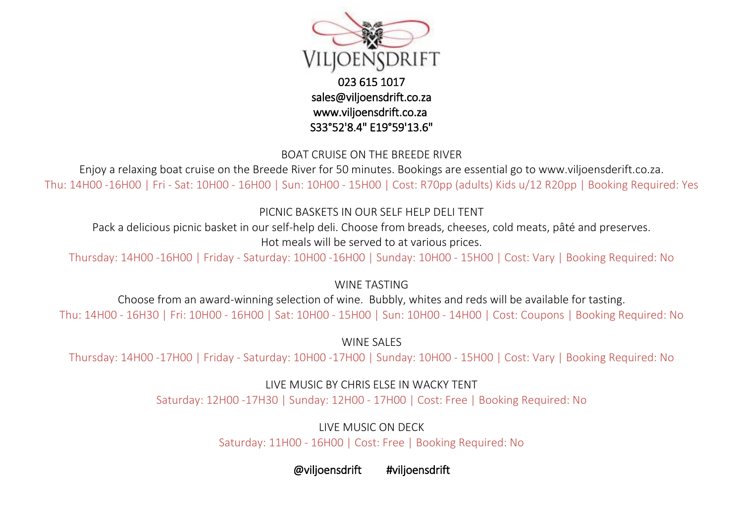VILJOENSDRIFT

023 615 1017
sales@viljoensdrift.co.za
www.viljoensdrift.co.za
S33°52'8.4" E19°59'13.6"

## BOAT CRUISE ON THE BREEDE RIVER

Enjoy a relaxing boat cruise on the Breede River for 50 minutes. Bookings are essential go to www.viljoensderift.co.za.

Thu: 14H00 -16H00 | Fri - Sat: 10H00 - 16H00 | Sun: 10H00 - 15H00 | Cost: R70pp (adults) Kids u/12 R20pp | Booking Required: Yes

## PICNIC BASKETS IN OUR SELF HELP DELI TENT

Pack a delicious picnic basket in our self-help deli. Choose from breads, cheeses, cold meats, pâté and preserves.
Hot meals will be served to at various prices.

Thursday: 14H00 -16H00 | Friday - Saturday: 10H00 -16H00 | Sunday: 10H00 - 15H00 | Cost: Vary | Booking Required: No

## WINE TASTING

Choose from an award-winning selection of wine. Bubbly, whites and reds will be available for tasting.

Thu: 14H00 - 16H30 | Fri: 10H00 - 16H00 | Sat: 10H00 - 15H00 | Sun: 10H00 - 14H00 | Cost: Coupons | Booking Required: No

## WINE SALES

Thursday: 14H00 -17H00 | Friday - Saturday: 10H00 -17H00 | Sunday: 10H00 - 15H00 | Cost: Vary | Booking Required: No

## LIVE MUSIC BY CHRIS ELSE IN WACKY TENT

Saturday: 12H00 -17H30 | Sunday: 12H00 - 17H00 | Cost: Free | Booking Required: No

## LIVE MUSIC ON DECK

Saturday: 11H00 - 16H00 | Cost: Free | Booking Required: No

@viljoensdrift #viljoensdrift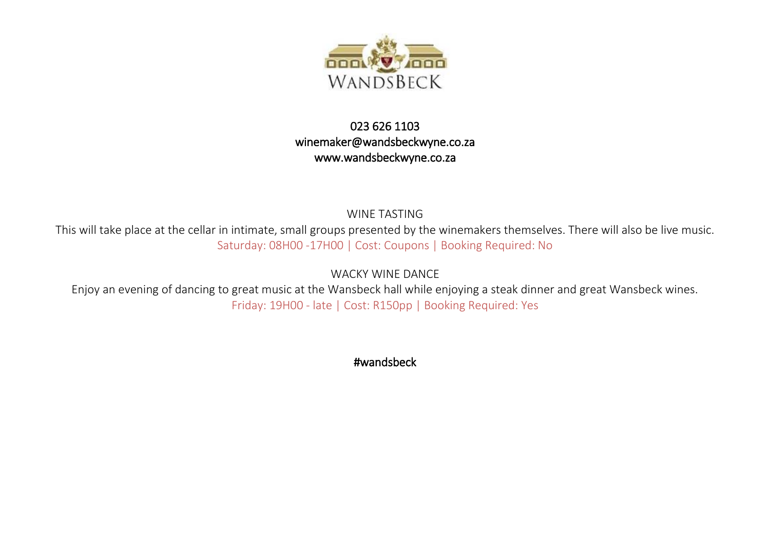WANDSBECK

023 626 1103
winemaker@wandsbeckwyne.co.za
www.wandsbeckwyne.co.za

## WINE TASTING

This will take place at the cellar in intimate, small groups presented by the winemakers themselves. There will also be live music.

Saturday: 08H00 -17H00 | Cost: Coupons | Booking Required: No

## WACKY WINE DANCE

Enjoy an evening of dancing to great music at the Wansbeck hall while enjoying a steak dinner and great Wansbeck wines.

Friday: 19H00 - late | Cost: R150pp | Booking Required: Yes

#wandsbeck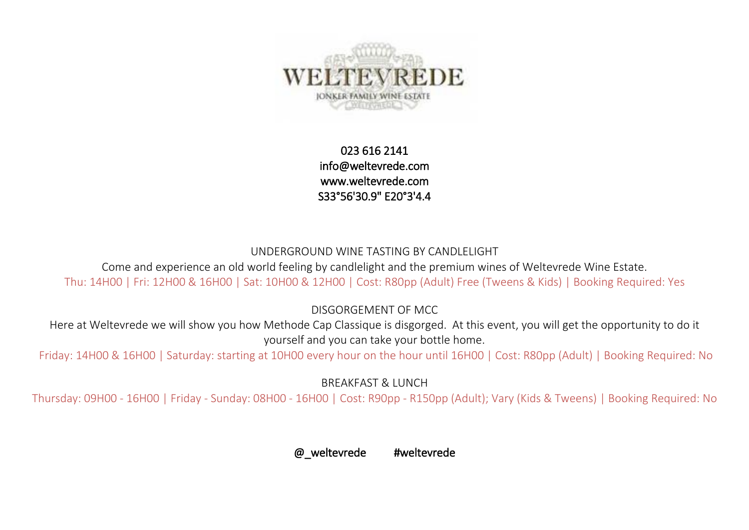WELTEVREDE

JONKER FAMILY WINE ESTATE

023 616 2141
info@weltevrede.com
www.weltevrede.com
S33°56'30.9" E20°3'4.4

## UNDERGROUND WINE TASTING BY CANDLELIGHT

Come and experience an old world feeling by candlelight and the premium wines of Weltevrede Wine Estate.

Thu: 14H00 | Fri: 12H00 & 16H00 | Sat: 10H00 & 12H00 | Cost: R80pp (Adult) Free (Tweens & Kids) | Booking Required: Yes

## DISGORGEMENT OF MCC

Here at Weltevrede we will show you how Methode Cap Classique is disgorged. At this event, you will get the opportunity to do it yourself and you can take your bottle home.

Friday: 14H00 & 16H00 | Saturday: starting at 10H00 every hour on the hour until 16H00 | Cost: R80pp (Adult) | Booking Required: No

## BREAKFAST & LUNCH

Thursday: 09H00 - 16H00 | Friday - Sunday: 08H00 - 16H00 | Cost: R90pp - R150pp (Adult); Vary (Kids & Tweens) | Booking Required: No

@_weltevrede #weltevrede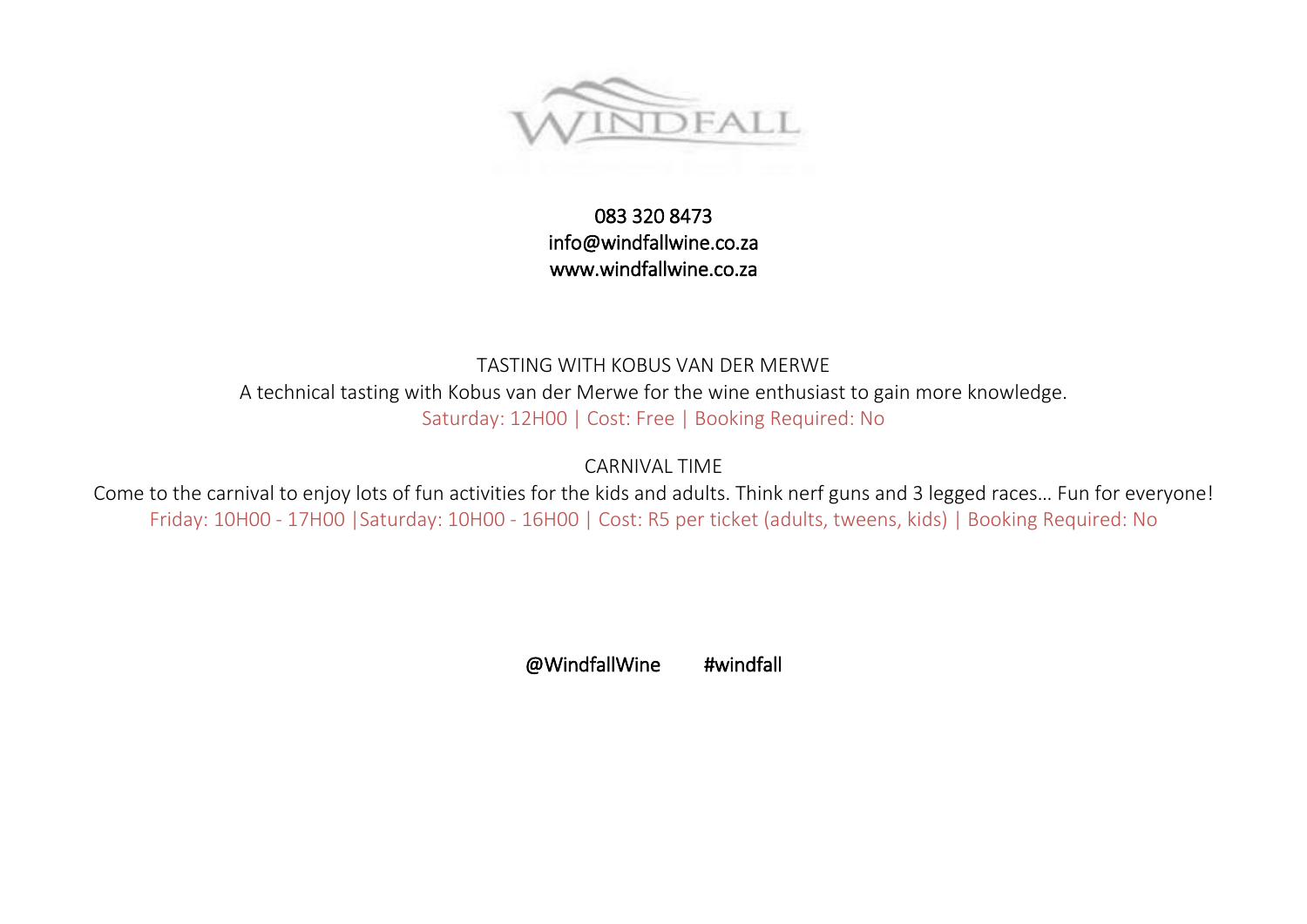WINDFALL

083 320 8473
info@windfallwine.co.za
www.windfallwine.co.za

## TASTING WITH KOBUS VAN DER MERWE

A technical tasting with Kobus van der Merwe for the wine enthusiast to gain more knowledge.

Saturday: 12H00 | Cost: Free | Booking Required: No

## CARNIVAL TIME

Come to the carnival to enjoy lots of fun activities for the kids and adults. Think nerf guns and 3 legged races… Fun for everyone!

Friday: 10H00 - 17H00 |Saturday: 10H00 - 16H00 | Cost: R5 per ticket (adults, tweens, kids) | Booking Required: No

@WindfallWine #windfall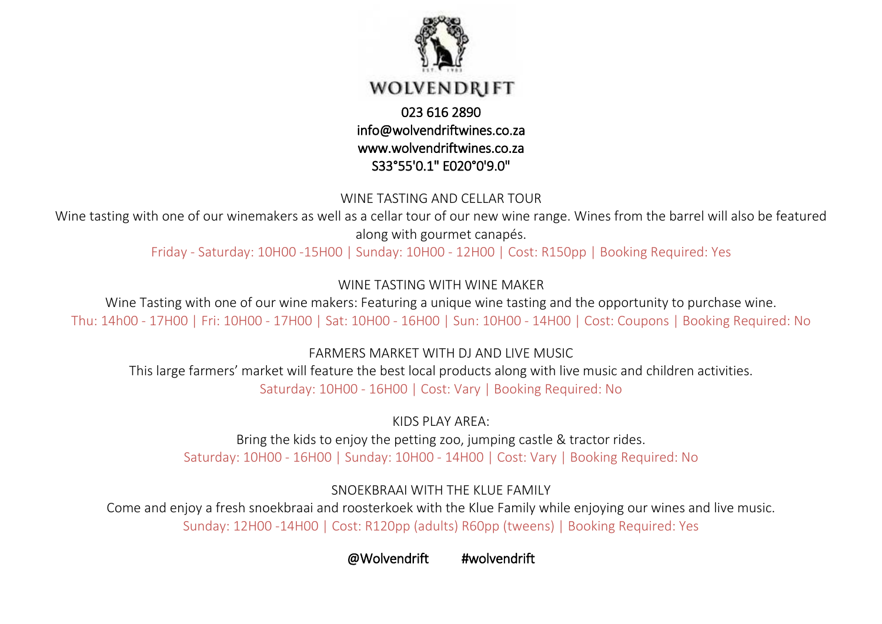# WOLVENDRIFT

023 616 2890
info@wolvendriftwines.co.za
www.wolvendriftwines.co.za
S33°55'0.1" E020°0'9.0"

## WINE TASTING AND CELLAR TOUR

Wine tasting with one of our winemakers as well as a cellar tour of our new wine range. Wines from the barrel will also be featured along with gourmet canapés.

Friday - Saturday: 10H00 -15H00 | Sunday: 10H00 - 12H00 | Cost: R150pp | Booking Required: Yes

## WINE TASTING WITH WINE MAKER

Wine Tasting with one of our wine makers: Featuring a unique wine tasting and the opportunity to purchase wine.

Thu: 14h00 - 17H00 | Fri: 10H00 - 17H00 | Sat: 10H00 - 16H00 | Sun: 10H00 - 14H00 | Cost: Coupons | Booking Required: No

## FARMERS MARKET WITH DJ AND LIVE MUSIC

This large farmers' market will feature the best local products along with live music and children activities.

Saturday: 10H00 - 16H00 | Cost: Vary | Booking Required: No

## KIDS PLAY AREA:

Bring the kids to enjoy the petting zoo, jumping castle & tractor rides.

Saturday: 10H00 - 16H00 | Sunday: 10H00 - 14H00 | Cost: Vary | Booking Required: No

## SNOEKBRAAI WITH THE KLUE FAMILY

Come and enjoy a fresh snoekbraai and roosterkoek with the Klue Family while enjoying our wines and live music.

Sunday: 12H00 -14H00 | Cost: R120pp (adults) R60pp (tweens) | Booking Required: Yes

@Wolvendrift #wolvendrift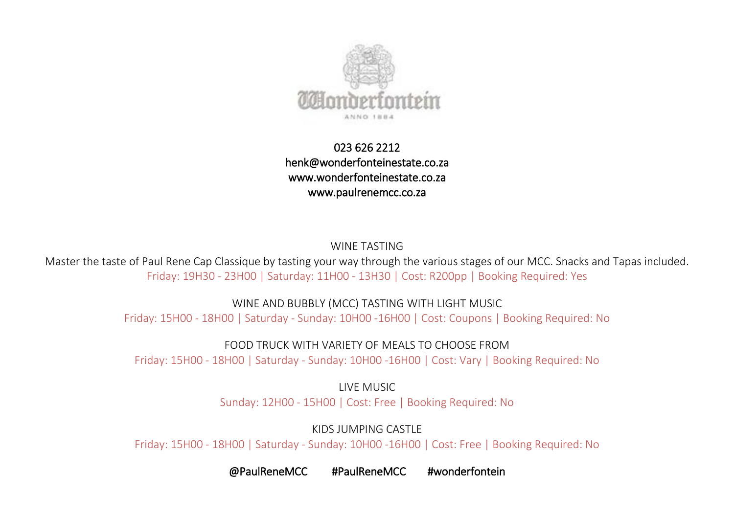Wonderfontein
ANNO 1884

023 626 2212
henk@wonderfonteinestate.co.za
www.wonderfonteinestate.co.za
www.paulrenemcc.co.za

## WINE TASTING

Master the taste of Paul Rene Cap Classique by tasting your way through the various stages of our MCC. Snacks and Tapas included.

Friday: 19H30 - 23H00 | Saturday: 11H00 - 13H30 | Cost: R200pp | Booking Required: Yes

## WINE AND BUBBLY (MCC) TASTING WITH LIGHT MUSIC

Friday: 15H00 - 18H00 | Saturday - Sunday: 10H00 -16H00 | Cost: Coupons | Booking Required: No

## FOOD TRUCK WITH VARIETY OF MEALS TO CHOOSE FROM

Friday: 15H00 - 18H00 | Saturday - Sunday: 10H00 -16H00 | Cost: Vary | Booking Required: No

## LIVE MUSIC

Sunday: 12H00 - 15H00 | Cost: Free | Booking Required: No

## KIDS JUMPING CASTLE

Friday: 15H00 - 18H00 | Saturday - Sunday: 10H00 -16H00 | Cost: Free | Booking Required: No

@PaulReneMCC #PaulReneMCC #wonderfontein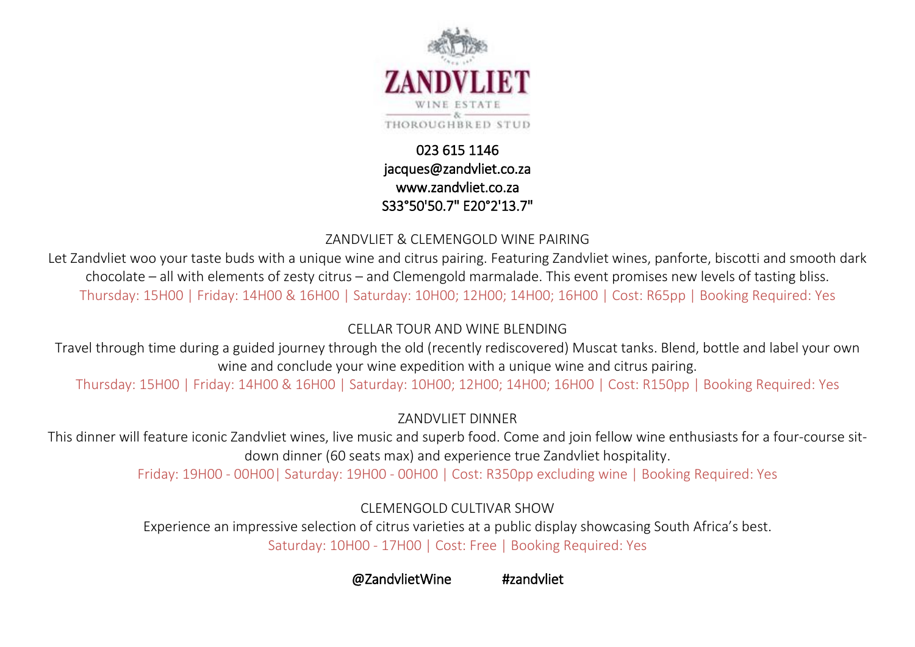# ZANDVLIET

WINE ESTATE & THOROUGHBRED STUD

023 615 1146
jacques@zandvliet.co.za
www.zandvliet.co.za
S33°50'50.7" E20°2'13.7"

## ZANDVLIET & CLEMENGOLD WINE PAIRING

Let Zandvliet woo your taste buds with a unique wine and citrus pairing. Featuring Zandvliet wines, panforte, biscotti and smooth dark chocolate – all with elements of zesty citrus – and Clemengold marmalade. This event promises new levels of tasting bliss.

Thursday: 15H00 | Friday: 14H00 & 16H00 | Saturday: 10H00; 12H00; 14H00; 16H00 | Cost: R65pp | Booking Required: Yes

## CELLAR TOUR AND WINE BLENDING

Travel through time during a guided journey through the old (recently rediscovered) Muscat tanks. Blend, bottle and label your own wine and conclude your wine expedition with a unique wine and citrus pairing.

Thursday: 15H00 | Friday: 14H00 & 16H00 | Saturday: 10H00; 12H00; 14H00; 16H00 | Cost: R150pp | Booking Required: Yes

## ZANDVLIET DINNER

This dinner will feature iconic Zandvliet wines, live music and superb food. Come and join fellow wine enthusiasts for a four-course sit-down dinner (60 seats max) and experience true Zandvliet hospitality.

Friday: 19H00 - 00H00| Saturday: 19H00 - 00H00 | Cost: R350pp excluding wine | Booking Required: Yes

## CLEMENGOLD CULTIVAR SHOW

Experience an impressive selection of citrus varieties at a public display showcasing South Africa's best.

Saturday: 10H00 - 17H00 | Cost: Free | Booking Required: Yes

@ZandvlietWine #zandvliet